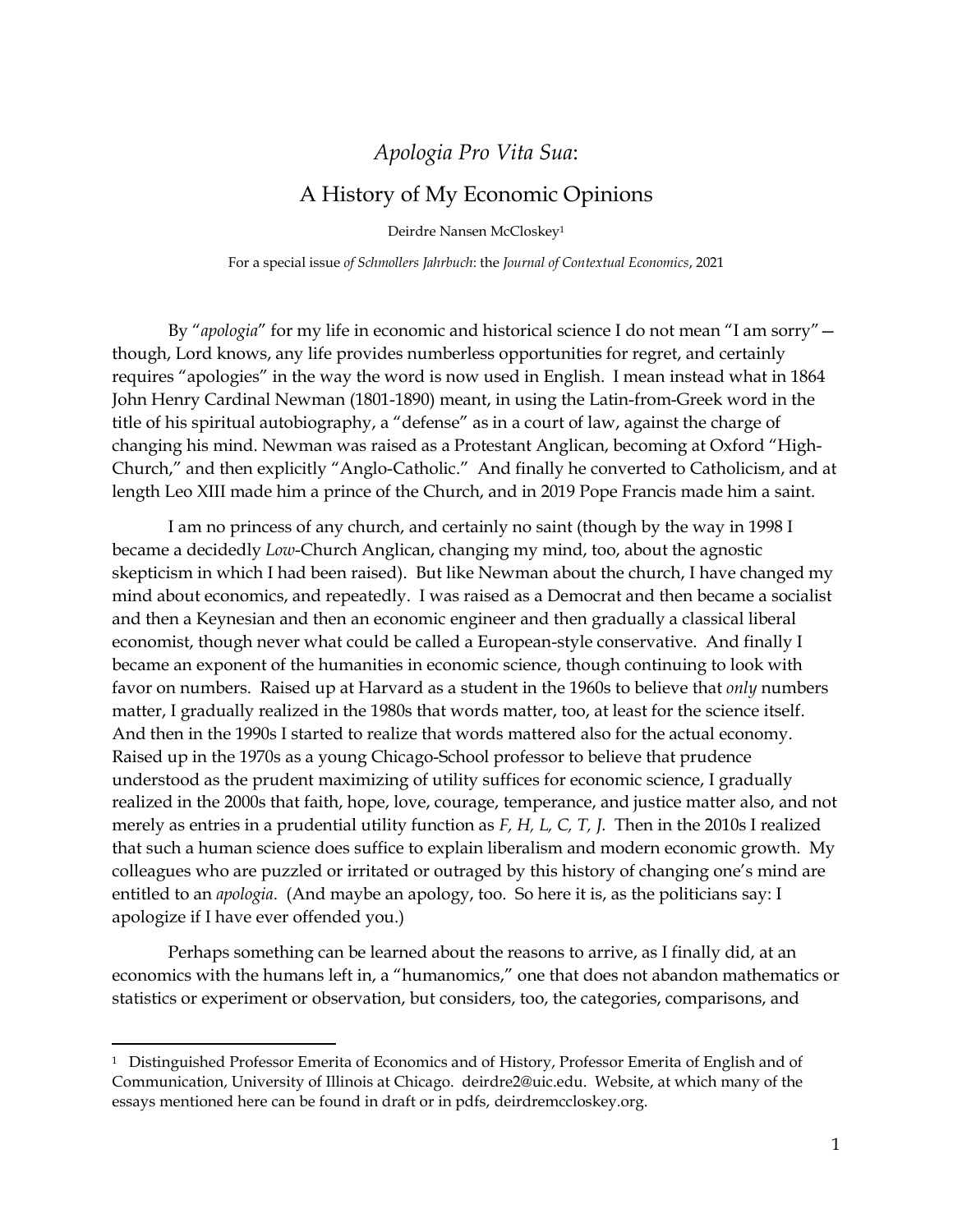# *Apologia Pro Vita Sua*:

## A History of My Economic Opinions

Deirdre Nansen McCloskey[1]

For a special issue *of Schmollers Jahrbuch*: the *Journal of Contextual Economics*, 2021

By "*apologia*" for my life in economic and historical science I do not mean "I am sorry"—though, Lord knows, any life provides numberless opportunities for regret, and certainly requires "apologies" in the way the word is now used in English. I mean instead what in 1864 John Henry Cardinal Newman (1801-1890) meant, in using the Latin-from-Greek word in the title of his spiritual autobiography, a "defense" as in a court of law, against the charge of changing his mind. Newman was raised as a Protestant Anglican, becoming at Oxford "High-Church," and then explicitly "Anglo-Catholic." And finally he converted to Catholicism, and at length Leo XIII made him a prince of the Church, and in 2019 Pope Francis made him a saint.

I am no princess of any church, and certainly no saint (though by the way in 1998 I became a decidedly *Low*-Church Anglican, changing my mind, too, about the agnostic skepticism in which I had been raised). But like Newman about the church, I have changed my mind about economics, and repeatedly. I was raised as a Democrat and then became a socialist and then a Keynesian and then an economic engineer and then gradually a classical liberal economist, though never what could be called a European-style conservative. And finally I became an exponent of the humanities in economic science, though continuing to look with favor on numbers. Raised up at Harvard as a student in the 1960s to believe that *only* numbers matter, I gradually realized in the 1980s that words matter, too, at least for the science itself. And then in the 1990s I started to realize that words mattered also for the actual economy. Raised up in the 1970s as a young Chicago-School professor to believe that prudence understood as the prudent maximizing of utility suffices for economic science, I gradually realized in the 2000s that faith, hope, love, courage, temperance, and justice matter also, and not merely as entries in a prudential utility function as *F, H, L, C, T, J.* Then in the 2010s I realized that such a human science does suffice to explain liberalism and modern economic growth. My colleagues who are puzzled or irritated or outraged by this history of changing one's mind are entitled to an *apologia*. (And maybe an apology, too. So here it is, as the politicians say: I apologize if I have ever offended you.)

Perhaps something can be learned about the reasons to arrive, as I finally did, at an economics with the humans left in, a "humanomics," one that does not abandon mathematics or statistics or experiment or observation, but considers, too, the categories, comparisons, and

---

[1] Distinguished Professor Emerita of Economics and of History, Professor Emerita of English and of Communication, University of Illinois at Chicago. deirdre2@uic.edu. Website, at which many of the essays mentioned here can be found in draft or in pdfs, deirdremccloskey.org.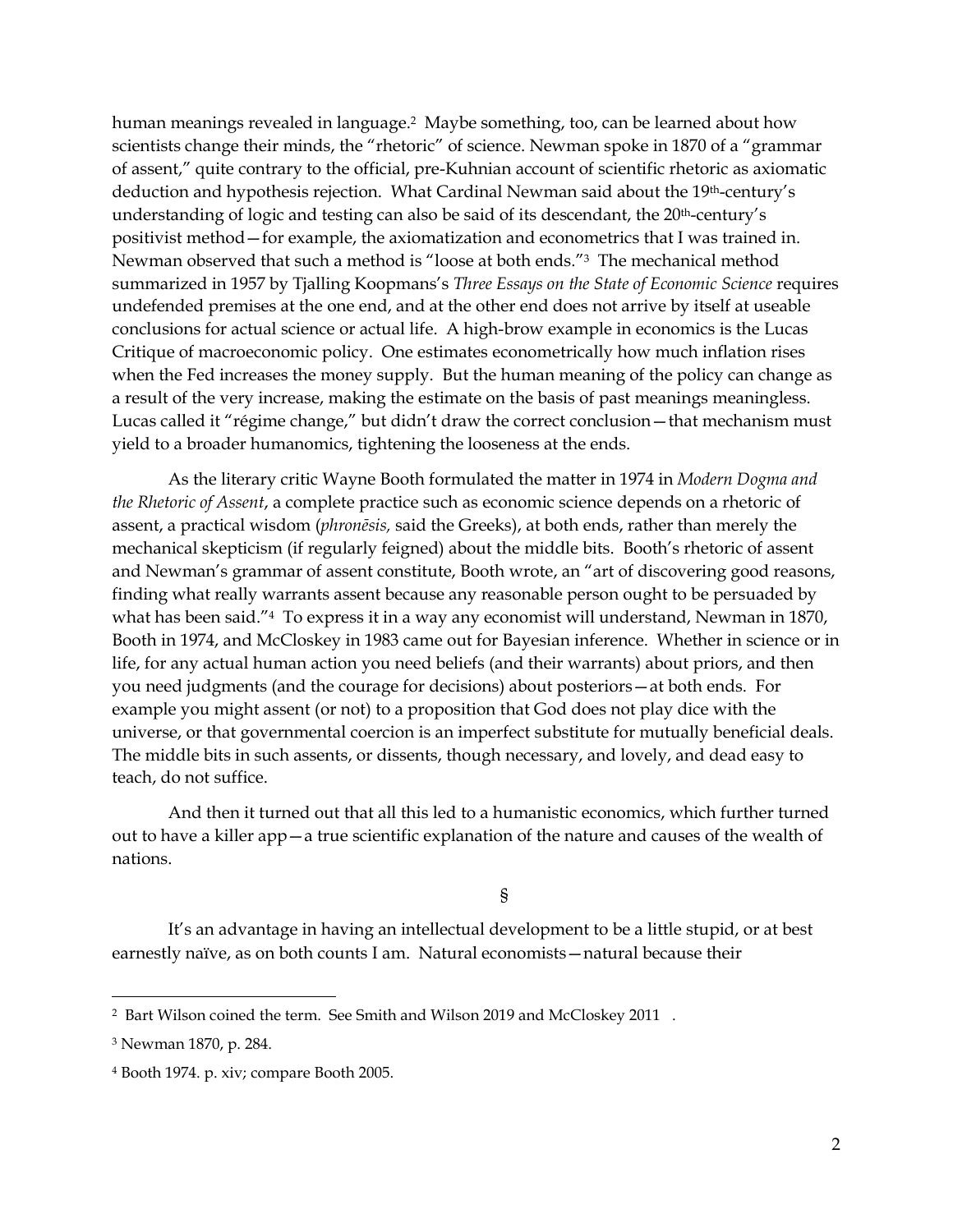human meanings revealed in language.[2] Maybe something, too, can be learned about how scientists change their minds, the "rhetoric" of science. Newman spoke in 1870 of a "grammar of assent," quite contrary to the official, pre-Kuhnian account of scientific rhetoric as axiomatic deduction and hypothesis rejection. What Cardinal Newman said about the 19th-century's understanding of logic and testing can also be said of its descendant, the 20th-century's positivist method—for example, the axiomatization and econometrics that I was trained in. Newman observed that such a method is "loose at both ends."[3] The mechanical method summarized in 1957 by Tjalling Koopmans's *Three Essays on the State of Economic Science* requires undefended premises at the one end, and at the other end does not arrive by itself at useable conclusions for actual science or actual life. A high-brow example in economics is the Lucas Critique of macroeconomic policy. One estimates econometrically how much inflation rises when the Fed increases the money supply. But the human meaning of the policy can change as a result of the very increase, making the estimate on the basis of past meanings meaningless. Lucas called it "régime change," but didn't draw the correct conclusion—that mechanism must yield to a broader humanomics, tightening the looseness at the ends.

As the literary critic Wayne Booth formulated the matter in 1974 in *Modern Dogma and the Rhetoric of Assent*, a complete practice such as economic science depends on a rhetoric of assent, a practical wisdom (*phronēsis,* said the Greeks), at both ends, rather than merely the mechanical skepticism (if regularly feigned) about the middle bits. Booth's rhetoric of assent and Newman's grammar of assent constitute, Booth wrote, an "art of discovering good reasons, finding what really warrants assent because any reasonable person ought to be persuaded by what has been said."[4] To express it in a way any economist will understand, Newman in 1870, Booth in 1974, and McCloskey in 1983 came out for Bayesian inference. Whether in science or in life, for any actual human action you need beliefs (and their warrants) about priors, and then you need judgments (and the courage for decisions) about posteriors—at both ends. For example you might assent (or not) to a proposition that God does not play dice with the universe, or that governmental coercion is an imperfect substitute for mutually beneficial deals. The middle bits in such assents, or dissents, though necessary, and lovely, and dead easy to teach, do not suffice.

And then it turned out that all this led to a humanistic economics, which further turned out to have a killer app—a true scientific explanation of the nature and causes of the wealth of nations.

§

It's an advantage in having an intellectual development to be a little stupid, or at best earnestly naïve, as on both counts I am. Natural economists—natural because their

---

[2] Bart Wilson coined the term. See Smith and Wilson 2019 and McCloskey 2011 .

[3] Newman 1870, p. 284.

[4] Booth 1974. p. xiv; compare Booth 2005.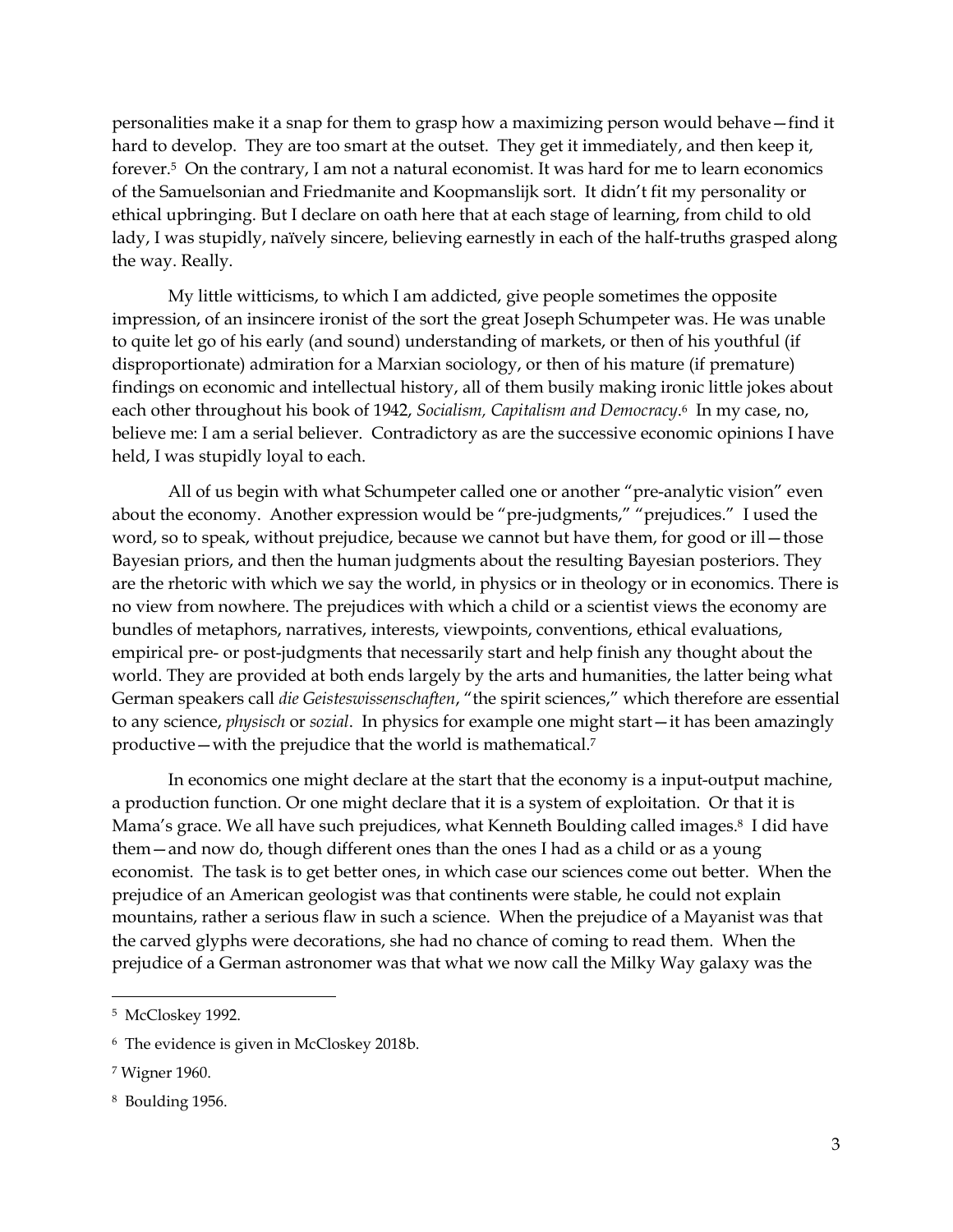personalities make it a snap for them to grasp how a maximizing person would behave—find it hard to develop. They are too smart at the outset. They get it immediately, and then keep it, forever.[5] On the contrary, I am not a natural economist. It was hard for me to learn economics of the Samuelsonian and Friedmanite and Koopmanslijk sort. It didn't fit my personality or ethical upbringing. But I declare on oath here that at each stage of learning, from child to old lady, I was stupidly, naïvely sincere, believing earnestly in each of the half-truths grasped along the way. Really.

My little witticisms, to which I am addicted, give people sometimes the opposite impression, of an insincere ironist of the sort the great Joseph Schumpeter was. He was unable to quite let go of his early (and sound) understanding of markets, or then of his youthful (if disproportionate) admiration for a Marxian sociology, or then of his mature (if premature) findings on economic and intellectual history, all of them busily making ironic little jokes about each other throughout his book of 1942, *Socialism, Capitalism and Democracy*.[6] In my case, no, believe me: I am a serial believer. Contradictory as are the successive economic opinions I have held, I was stupidly loyal to each.

All of us begin with what Schumpeter called one or another "pre-analytic vision" even about the economy. Another expression would be "pre-judgments," "prejudices." I used the word, so to speak, without prejudice, because we cannot but have them, for good or ill—those Bayesian priors, and then the human judgments about the resulting Bayesian posteriors. They are the rhetoric with which we say the world, in physics or in theology or in economics. There is no view from nowhere. The prejudices with which a child or a scientist views the economy are bundles of metaphors, narratives, interests, viewpoints, conventions, ethical evaluations, empirical pre- or post-judgments that necessarily start and help finish any thought about the world. They are provided at both ends largely by the arts and humanities, the latter being what German speakers call *die Geisteswissenschaften*, "the spirit sciences," which therefore are essential to any science, *physisch* or *sozial*. In physics for example one might start—it has been amazingly productive—with the prejudice that the world is mathematical.[7]

In economics one might declare at the start that the economy is a input-output machine, a production function. Or one might declare that it is a system of exploitation. Or that it is Mama's grace. We all have such prejudices, what Kenneth Boulding called images.[8] I did have them—and now do, though different ones than the ones I had as a child or as a young economist. The task is to get better ones, in which case our sciences come out better. When the prejudice of an American geologist was that continents were stable, he could not explain mountains, rather a serious flaw in such a science. When the prejudice of a Mayanist was that the carved glyphs were decorations, she had no chance of coming to read them. When the prejudice of a German astronomer was that what we now call the Milky Way galaxy was the

---

[5] McCloskey 1992.

[6] The evidence is given in McCloskey 2018b.

[7] Wigner 1960.

[8] Boulding 1956.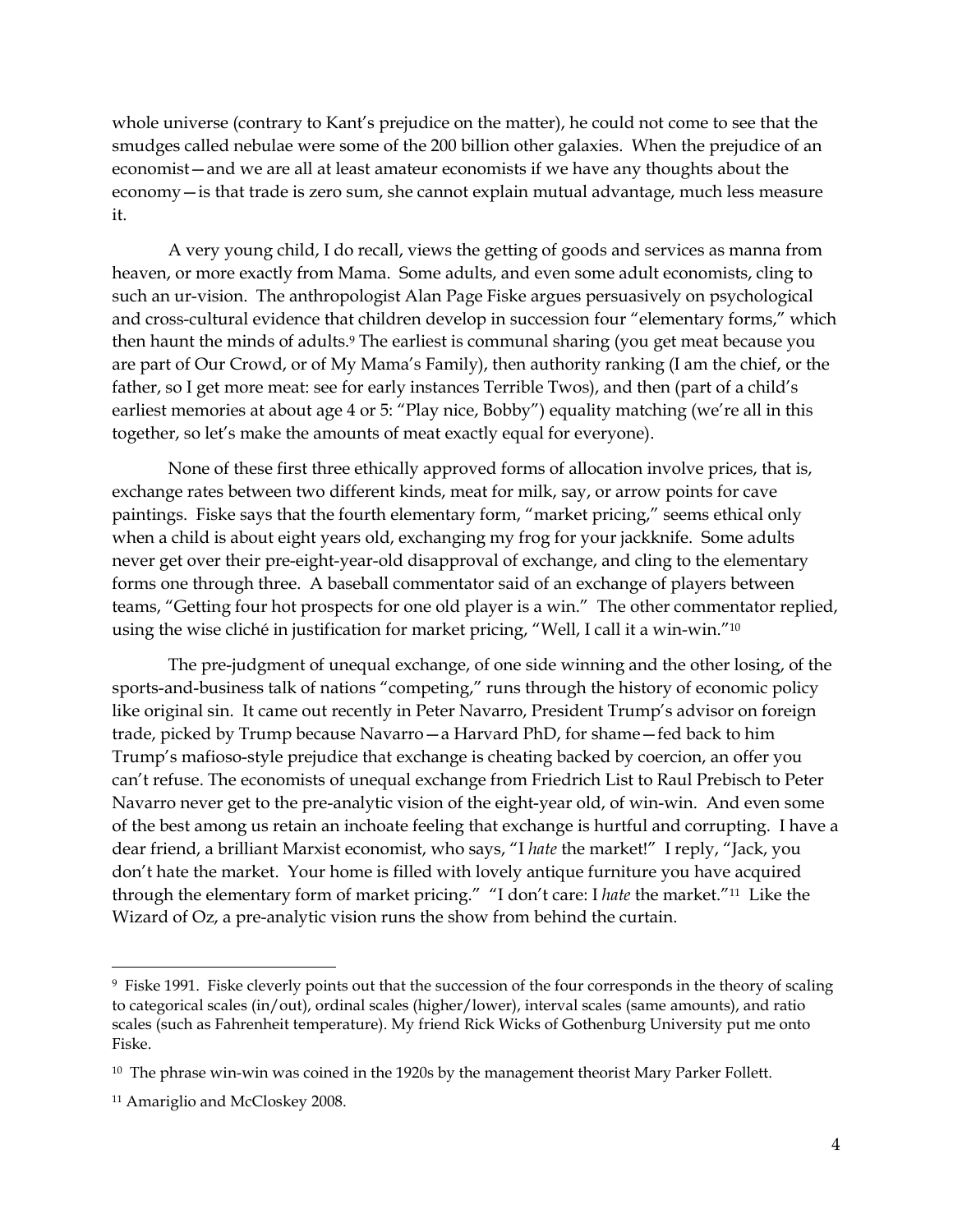whole universe (contrary to Kant's prejudice on the matter), he could not come to see that the smudges called nebulae were some of the 200 billion other galaxies. When the prejudice of an economist—and we are all at least amateur economists if we have any thoughts about the economy—is that trade is zero sum, she cannot explain mutual advantage, much less measure it.

A very young child, I do recall, views the getting of goods and services as manna from heaven, or more exactly from Mama. Some adults, and even some adult economists, cling to such an ur-vision. The anthropologist Alan Page Fiske argues persuasively on psychological and cross-cultural evidence that children develop in succession four "elementary forms," which then haunt the minds of adults.[9] The earliest is communal sharing (you get meat because you are part of Our Crowd, or of My Mama's Family), then authority ranking (I am the chief, or the father, so I get more meat: see for early instances Terrible Twos), and then (part of a child's earliest memories at about age 4 or 5: "Play nice, Bobby") equality matching (we're all in this together, so let's make the amounts of meat exactly equal for everyone).

None of these first three ethically approved forms of allocation involve prices, that is, exchange rates between two different kinds, meat for milk, say, or arrow points for cave paintings. Fiske says that the fourth elementary form, "market pricing," seems ethical only when a child is about eight years old, exchanging my frog for your jackknife. Some adults never get over their pre-eight-year-old disapproval of exchange, and cling to the elementary forms one through three. A baseball commentator said of an exchange of players between teams, "Getting four hot prospects for one old player is a win." The other commentator replied, using the wise cliché in justification for market pricing, "Well, I call it a win-win."[10]

The pre-judgment of unequal exchange, of one side winning and the other losing, of the sports-and-business talk of nations "competing," runs through the history of economic policy like original sin. It came out recently in Peter Navarro, President Trump's advisor on foreign trade, picked by Trump because Navarro—a Harvard PhD, for shame—fed back to him Trump's mafioso-style prejudice that exchange is cheating backed by coercion, an offer you can't refuse. The economists of unequal exchange from Friedrich List to Raul Prebisch to Peter Navarro never get to the pre-analytic vision of the eight-year old, of win-win. And even some of the best among us retain an inchoate feeling that exchange is hurtful and corrupting. I have a dear friend, a brilliant Marxist economist, who says, "I *hate* the market!" I reply, "Jack, you don't hate the market. Your home is filled with lovely antique furniture you have acquired through the elementary form of market pricing." "I don't care: I *hate* the market."[11] Like the Wizard of Oz, a pre-analytic vision runs the show from behind the curtain.

---

[9] Fiske 1991. Fiske cleverly points out that the succession of the four corresponds in the theory of scaling to categorical scales (in/out), ordinal scales (higher/lower), interval scales (same amounts), and ratio scales (such as Fahrenheit temperature). My friend Rick Wicks of Gothenburg University put me onto Fiske.

[10] The phrase win-win was coined in the 1920s by the management theorist Mary Parker Follett.

[11] Amariglio and McCloskey 2008.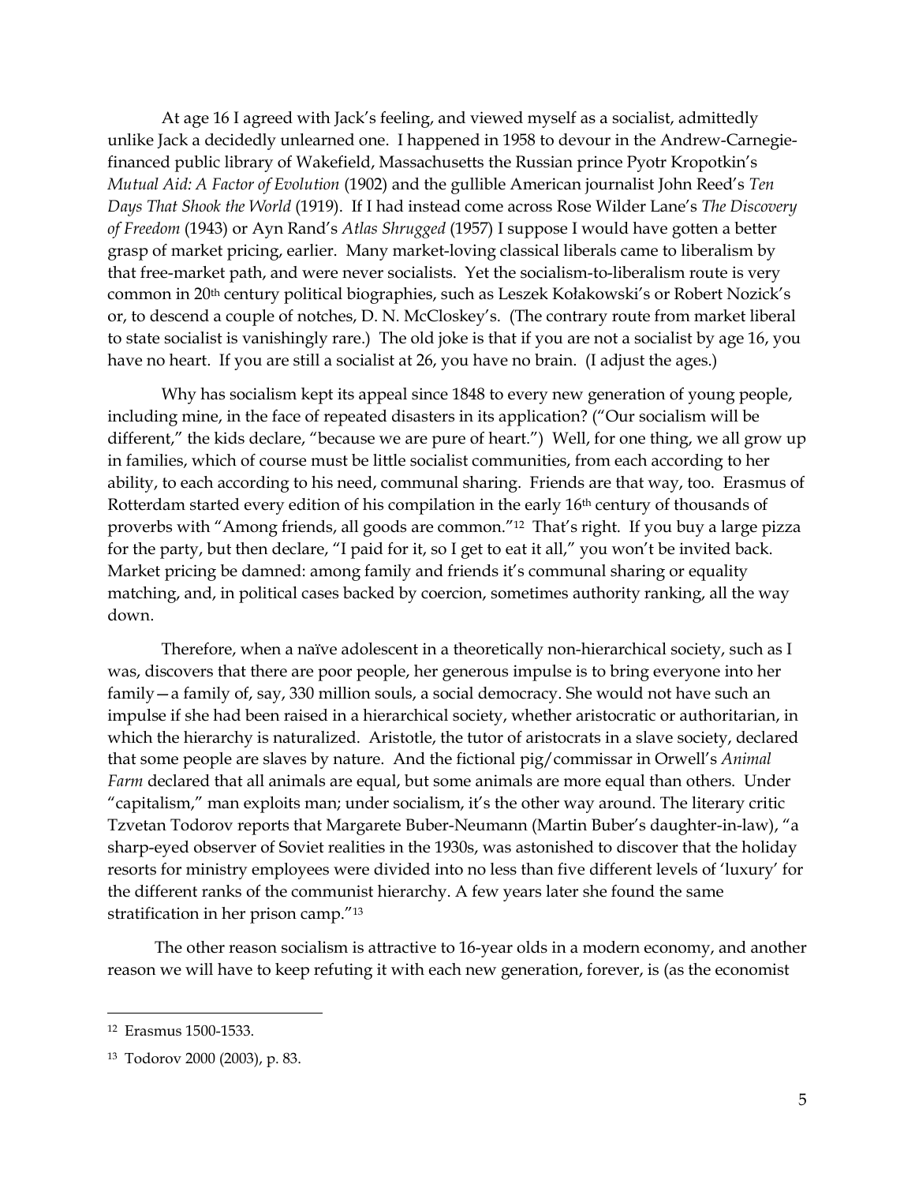At age 16 I agreed with Jack's feeling, and viewed myself as a socialist, admittedly unlike Jack a decidedly unlearned one. I happened in 1958 to devour in the Andrew-Carnegie-financed public library of Wakefield, Massachusetts the Russian prince Pyotr Kropotkin's *Mutual Aid: A Factor of Evolution* (1902) and the gullible American journalist John Reed's *Ten Days That Shook the World* (1919). If I had instead come across Rose Wilder Lane's *The Discovery of Freedom* (1943) or Ayn Rand's *Atlas Shrugged* (1957) I suppose I would have gotten a better grasp of market pricing, earlier. Many market-loving classical liberals came to liberalism by that free-market path, and were never socialists. Yet the socialism-to-liberalism route is very common in 20th century political biographies, such as Leszek Kołakowski's or Robert Nozick's or, to descend a couple of notches, D. N. McCloskey's. (The contrary route from market liberal to state socialist is vanishingly rare.) The old joke is that if you are not a socialist by age 16, you have no heart. If you are still a socialist at 26, you have no brain. (I adjust the ages.)

Why has socialism kept its appeal since 1848 to every new generation of young people, including mine, in the face of repeated disasters in its application? ("Our socialism will be different," the kids declare, "because we are pure of heart.") Well, for one thing, we all grow up in families, which of course must be little socialist communities, from each according to her ability, to each according to his need, communal sharing. Friends are that way, too. Erasmus of Rotterdam started every edition of his compilation in the early 16th century of thousands of proverbs with "Among friends, all goods are common."[12] That's right. If you buy a large pizza for the party, but then declare, "I paid for it, so I get to eat it all," you won't be invited back. Market pricing be damned: among family and friends it's communal sharing or equality matching, and, in political cases backed by coercion, sometimes authority ranking, all the way down.

Therefore, when a naïve adolescent in a theoretically non-hierarchical society, such as I was, discovers that there are poor people, her generous impulse is to bring everyone into her family—a family of, say, 330 million souls, a social democracy. She would not have such an impulse if she had been raised in a hierarchical society, whether aristocratic or authoritarian, in which the hierarchy is naturalized. Aristotle, the tutor of aristocrats in a slave society, declared that some people are slaves by nature. And the fictional pig/commissar in Orwell's *Animal Farm* declared that all animals are equal, but some animals are more equal than others. Under "capitalism," man exploits man; under socialism, it's the other way around. The literary critic Tzvetan Todorov reports that Margarete Buber-Neumann (Martin Buber's daughter-in-law), "a sharp-eyed observer of Soviet realities in the 1930s, was astonished to discover that the holiday resorts for ministry employees were divided into no less than five different levels of 'luxury' for the different ranks of the communist hierarchy. A few years later she found the same stratification in her prison camp."[13]

The other reason socialism is attractive to 16-year olds in a modern economy, and another reason we will have to keep refuting it with each new generation, forever, is (as the economist

---

[12] Erasmus 1500-1533.

[13] Todorov 2000 (2003), p. 83.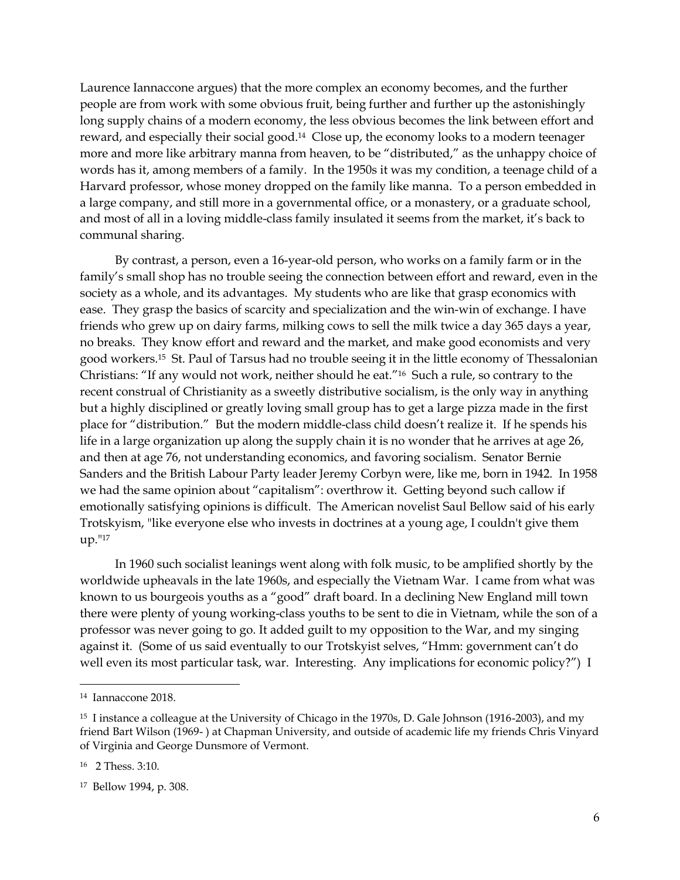Laurence Iannaccone argues) that the more complex an economy becomes, and the further people are from work with some obvious fruit, being further and further up the astonishingly long supply chains of a modern economy, the less obvious becomes the link between effort and reward, and especially their social good.[14] Close up, the economy looks to a modern teenager more and more like arbitrary manna from heaven, to be "distributed," as the unhappy choice of words has it, among members of a family. In the 1950s it was my condition, a teenage child of a Harvard professor, whose money dropped on the family like manna. To a person embedded in a large company, and still more in a governmental office, or a monastery, or a graduate school, and most of all in a loving middle-class family insulated it seems from the market, it's back to communal sharing.

By contrast, a person, even a 16-year-old person, who works on a family farm or in the family's small shop has no trouble seeing the connection between effort and reward, even in the society as a whole, and its advantages. My students who are like that grasp economics with ease. They grasp the basics of scarcity and specialization and the win-win of exchange. I have friends who grew up on dairy farms, milking cows to sell the milk twice a day 365 days a year, no breaks. They know effort and reward and the market, and make good economists and very good workers.[15] St. Paul of Tarsus had no trouble seeing it in the little economy of Thessalonian Christians: "If any would not work, neither should he eat."[16] Such a rule, so contrary to the recent construal of Christianity as a sweetly distributive socialism, is the only way in anything but a highly disciplined or greatly loving small group has to get a large pizza made in the first place for "distribution." But the modern middle-class child doesn't realize it. If he spends his life in a large organization up along the supply chain it is no wonder that he arrives at age 26, and then at age 76, not understanding economics, and favoring socialism. Senator Bernie Sanders and the British Labour Party leader Jeremy Corbyn were, like me, born in 1942. In 1958 we had the same opinion about "capitalism": overthrow it. Getting beyond such callow if emotionally satisfying opinions is difficult. The American novelist Saul Bellow said of his early Trotskyism, "like everyone else who invests in doctrines at a young age, I couldn't give them up."[17]

In 1960 such socialist leanings went along with folk music, to be amplified shortly by the worldwide upheavals in the late 1960s, and especially the Vietnam War. I came from what was known to us bourgeois youths as a "good" draft board. In a declining New England mill town there were plenty of young working-class youths to be sent to die in Vietnam, while the son of a professor was never going to go. It added guilt to my opposition to the War, and my singing against it. (Some of us said eventually to our Trotskyist selves, "Hmm: government can't do well even its most particular task, war. Interesting. Any implications for economic policy?") I

---

[14] Iannaccone 2018.

[15] I instance a colleague at the University of Chicago in the 1970s, D. Gale Johnson (1916-2003), and my friend Bart Wilson (1969- ) at Chapman University, and outside of academic life my friends Chris Vinyard of Virginia and George Dunsmore of Vermont.

[16] 2 Thess. 3:10.

[17] Bellow 1994, p. 308.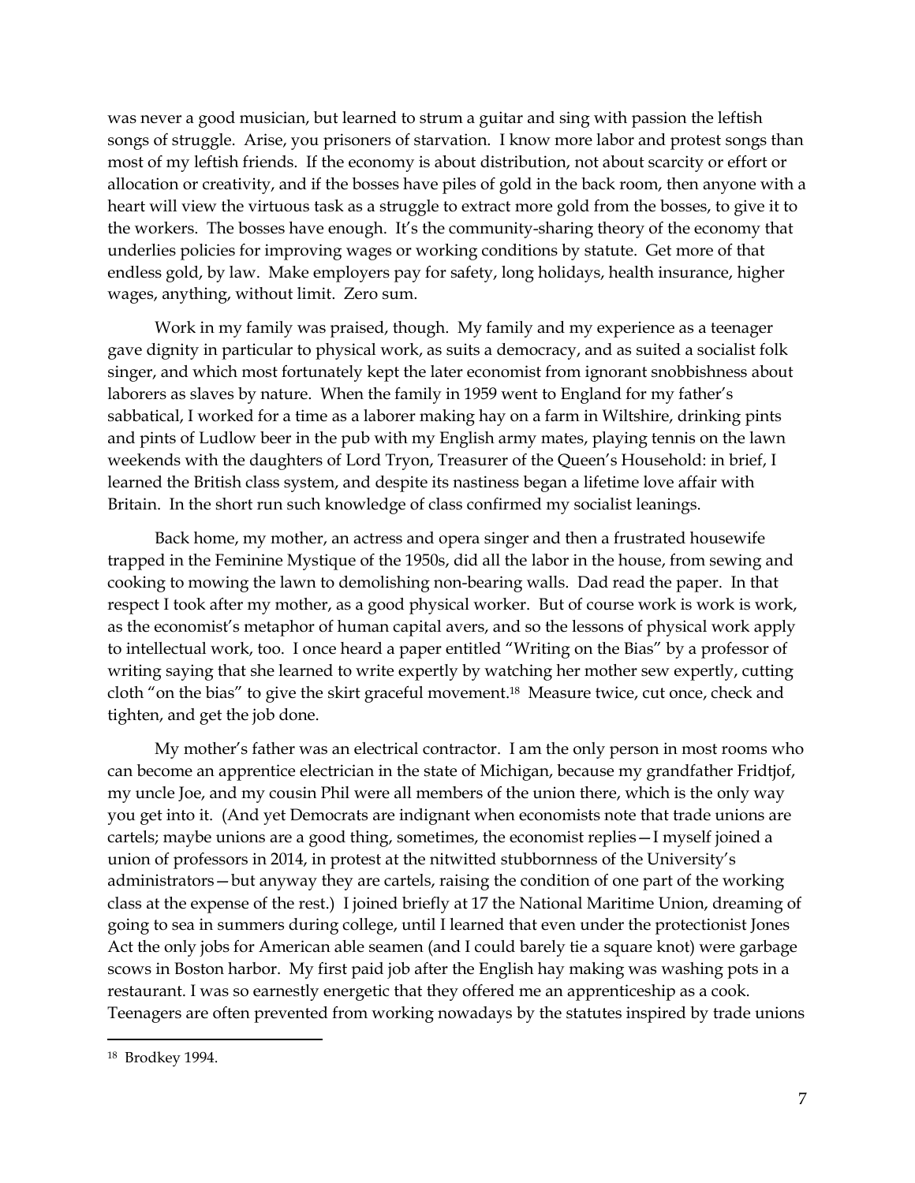was never a good musician, but learned to strum a guitar and sing with passion the leftish songs of struggle. Arise, you prisoners of starvation. I know more labor and protest songs than most of my leftish friends. If the economy is about distribution, not about scarcity or effort or allocation or creativity, and if the bosses have piles of gold in the back room, then anyone with a heart will view the virtuous task as a struggle to extract more gold from the bosses, to give it to the workers. The bosses have enough. It's the community-sharing theory of the economy that underlies policies for improving wages or working conditions by statute. Get more of that endless gold, by law. Make employers pay for safety, long holidays, health insurance, higher wages, anything, without limit. Zero sum.

Work in my family was praised, though. My family and my experience as a teenager gave dignity in particular to physical work, as suits a democracy, and as suited a socialist folk singer, and which most fortunately kept the later economist from ignorant snobbishness about laborers as slaves by nature. When the family in 1959 went to England for my father's sabbatical, I worked for a time as a laborer making hay on a farm in Wiltshire, drinking pints and pints of Ludlow beer in the pub with my English army mates, playing tennis on the lawn weekends with the daughters of Lord Tryon, Treasurer of the Queen's Household: in brief, I learned the British class system, and despite its nastiness began a lifetime love affair with Britain. In the short run such knowledge of class confirmed my socialist leanings.

Back home, my mother, an actress and opera singer and then a frustrated housewife trapped in the Feminine Mystique of the 1950s, did all the labor in the house, from sewing and cooking to mowing the lawn to demolishing non-bearing walls. Dad read the paper. In that respect I took after my mother, as a good physical worker. But of course work is work is work, as the economist's metaphor of human capital avers, and so the lessons of physical work apply to intellectual work, too. I once heard a paper entitled "Writing on the Bias" by a professor of writing saying that she learned to write expertly by watching her mother sew expertly, cutting cloth "on the bias" to give the skirt graceful movement.[18] Measure twice, cut once, check and tighten, and get the job done.

My mother's father was an electrical contractor. I am the only person in most rooms who can become an apprentice electrician in the state of Michigan, because my grandfather Fridtjof, my uncle Joe, and my cousin Phil were all members of the union there, which is the only way you get into it. (And yet Democrats are indignant when economists note that trade unions are cartels; maybe unions are a good thing, sometimes, the economist replies—I myself joined a union of professors in 2014, in protest at the nitwitted stubbornness of the University's administrators—but anyway they are cartels, raising the condition of one part of the working class at the expense of the rest.) I joined briefly at 17 the National Maritime Union, dreaming of going to sea in summers during college, until I learned that even under the protectionist Jones Act the only jobs for American able seamen (and I could barely tie a square knot) were garbage scows in Boston harbor. My first paid job after the English hay making was washing pots in a restaurant. I was so earnestly energetic that they offered me an apprenticeship as a cook. Teenagers are often prevented from working nowadays by the statutes inspired by trade unions

[18] Brodkey 1994.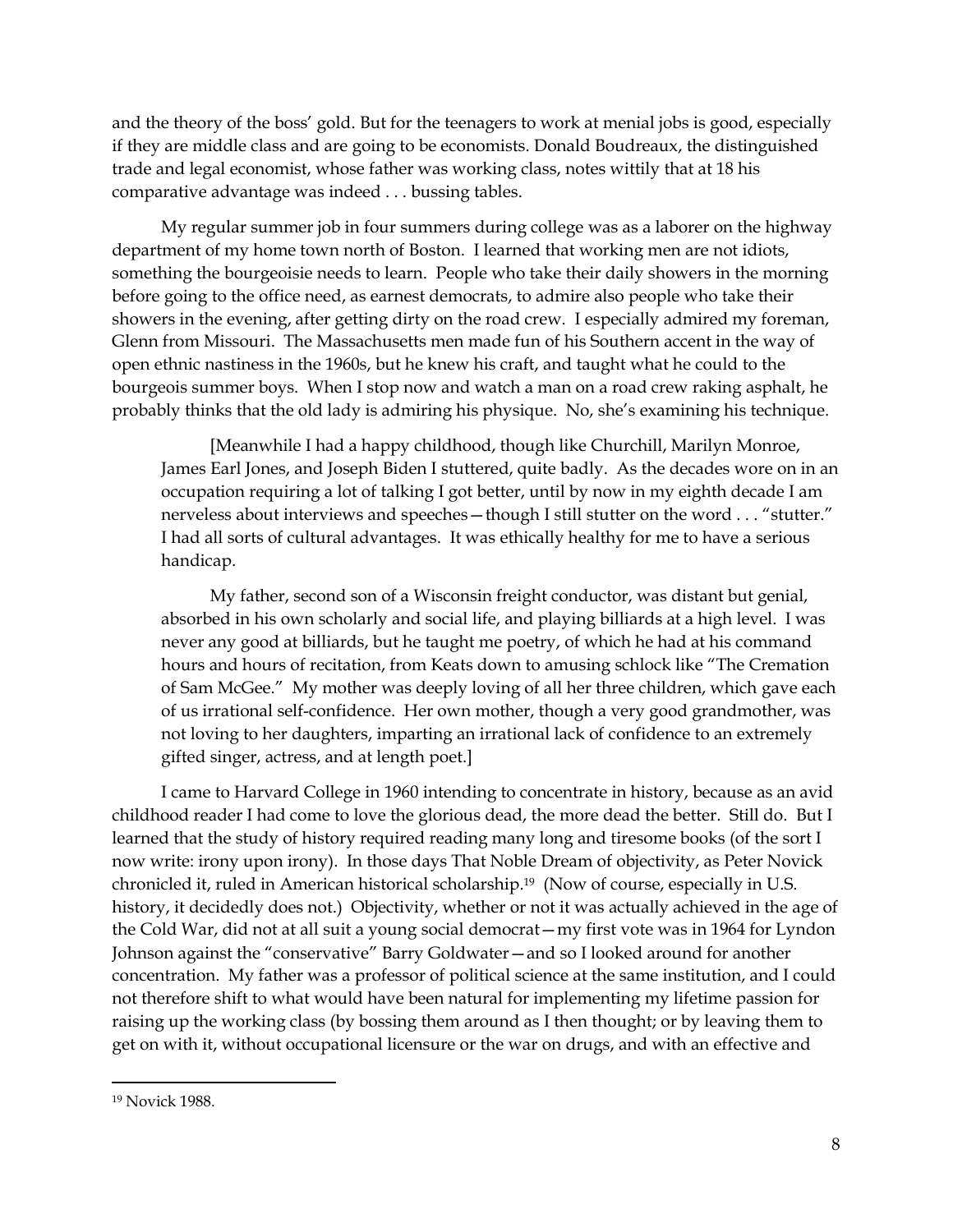and the theory of the boss' gold. But for the teenagers to work at menial jobs is good, especially if they are middle class and are going to be economists. Donald Boudreaux, the distinguished trade and legal economist, whose father was working class, notes wittily that at 18 his comparative advantage was indeed . . . bussing tables.

My regular summer job in four summers during college was as a laborer on the highway department of my home town north of Boston. I learned that working men are not idiots, something the bourgeoisie needs to learn. People who take their daily showers in the morning before going to the office need, as earnest democrats, to admire also people who take their showers in the evening, after getting dirty on the road crew. I especially admired my foreman, Glenn from Missouri. The Massachusetts men made fun of his Southern accent in the way of open ethnic nastiness in the 1960s, but he knew his craft, and taught what he could to the bourgeois summer boys. When I stop now and watch a man on a road crew raking asphalt, he probably thinks that the old lady is admiring his physique. No, she's examining his technique.

> [Meanwhile I had a happy childhood, though like Churchill, Marilyn Monroe, James Earl Jones, and Joseph Biden I stuttered, quite badly. As the decades wore on in an occupation requiring a lot of talking I got better, until by now in my eighth decade I am nerveless about interviews and speeches—though I still stutter on the word . . . "stutter." I had all sorts of cultural advantages. It was ethically healthy for me to have a serious handicap.
>
> My father, second son of a Wisconsin freight conductor, was distant but genial, absorbed in his own scholarly and social life, and playing billiards at a high level. I was never any good at billiards, but he taught me poetry, of which he had at his command hours and hours of recitation, from Keats down to amusing schlock like "The Cremation of Sam McGee." My mother was deeply loving of all her three children, which gave each of us irrational self-confidence. Her own mother, though a very good grandmother, was not loving to her daughters, imparting an irrational lack of confidence to an extremely gifted singer, actress, and at length poet.]

I came to Harvard College in 1960 intending to concentrate in history, because as an avid childhood reader I had come to love the glorious dead, the more dead the better. Still do. But I learned that the study of history required reading many long and tiresome books (of the sort I now write: irony upon irony). In those days That Noble Dream of objectivity, as Peter Novick chronicled it, ruled in American historical scholarship.[19] (Now of course, especially in U.S. history, it decidedly does not.) Objectivity, whether or not it was actually achieved in the age of the Cold War, did not at all suit a young social democrat—my first vote was in 1964 for Lyndon Johnson against the "conservative" Barry Goldwater—and so I looked around for another concentration. My father was a professor of political science at the same institution, and I could not therefore shift to what would have been natural for implementing my lifetime passion for raising up the working class (by bossing them around as I then thought; or by leaving them to get on with it, without occupational licensure or the war on drugs, and with an effective and

[19] Novick 1988.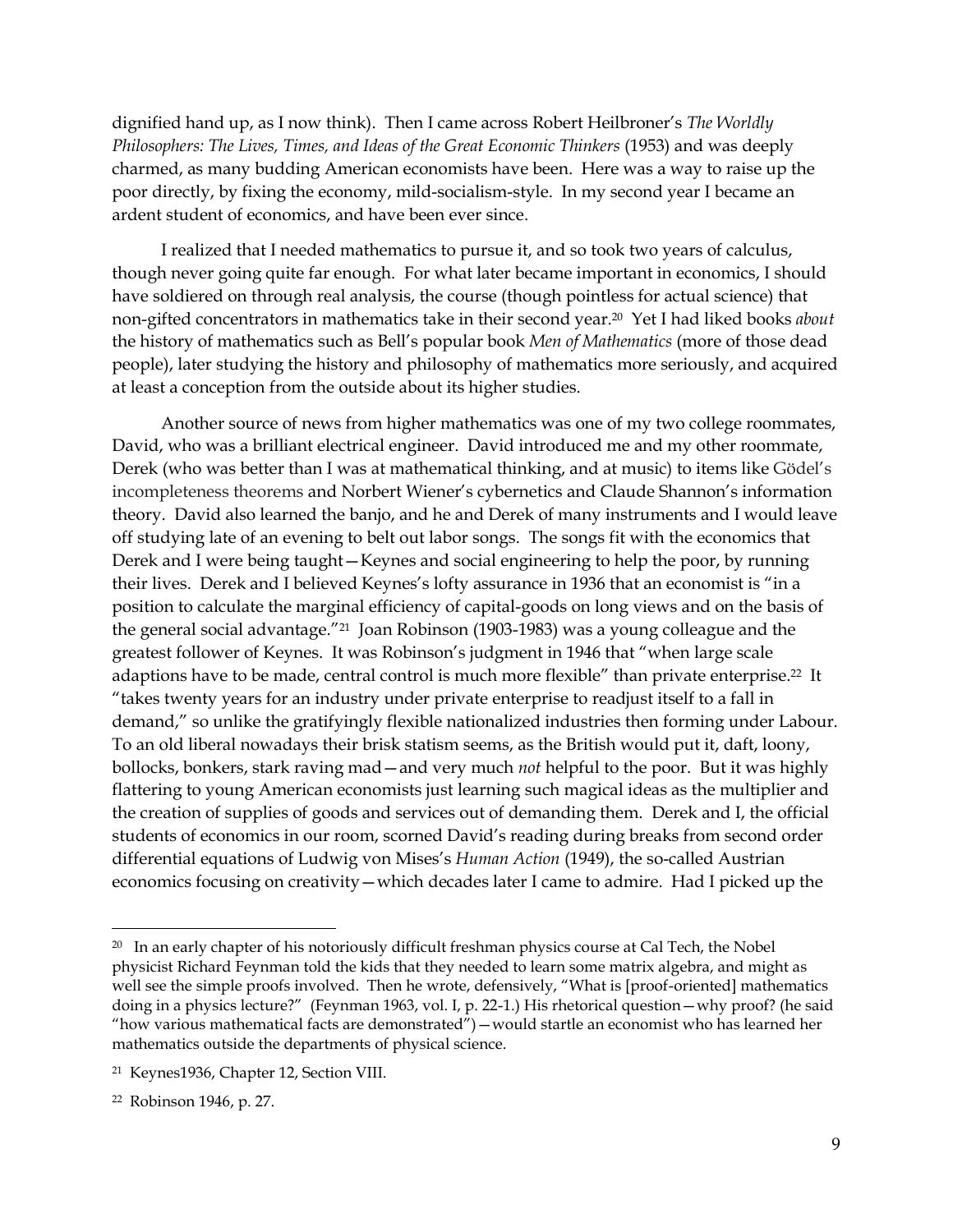dignified hand up, as I now think). Then I came across Robert Heilbroner's *The Worldly Philosophers: The Lives, Times, and Ideas of the Great Economic Thinkers* (1953) and was deeply charmed, as many budding American economists have been. Here was a way to raise up the poor directly, by fixing the economy, mild-socialism-style. In my second year I became an ardent student of economics, and have been ever since.

I realized that I needed mathematics to pursue it, and so took two years of calculus, though never going quite far enough. For what later became important in economics, I should have soldiered on through real analysis, the course (though pointless for actual science) that non-gifted concentrators in mathematics take in their second year.[20] Yet I had liked books *about* the history of mathematics such as Bell's popular book *Men of Mathematics* (more of those dead people), later studying the history and philosophy of mathematics more seriously, and acquired at least a conception from the outside about its higher studies.

Another source of news from higher mathematics was one of my two college roommates, David, who was a brilliant electrical engineer. David introduced me and my other roommate, Derek (who was better than I was at mathematical thinking, and at music) to items like Gödel's incompleteness theorems and Norbert Wiener's cybernetics and Claude Shannon's information theory. David also learned the banjo, and he and Derek of many instruments and I would leave off studying late of an evening to belt out labor songs. The songs fit with the economics that Derek and I were being taught—Keynes and social engineering to help the poor, by running their lives. Derek and I believed Keynes's lofty assurance in 1936 that an economist is "in a position to calculate the marginal efficiency of capital-goods on long views and on the basis of the general social advantage."[21] Joan Robinson (1903-1983) was a young colleague and the greatest follower of Keynes. It was Robinson's judgment in 1946 that "when large scale adaptions have to be made, central control is much more flexible" than private enterprise.[22] It "takes twenty years for an industry under private enterprise to readjust itself to a fall in demand," so unlike the gratifyingly flexible nationalized industries then forming under Labour. To an old liberal nowadays their brisk statism seems, as the British would put it, daft, loony, bollocks, bonkers, stark raving mad—and very much *not* helpful to the poor. But it was highly flattering to young American economists just learning such magical ideas as the multiplier and the creation of supplies of goods and services out of demanding them. Derek and I, the official students of economics in our room, scorned David's reading during breaks from second order differential equations of Ludwig von Mises's *Human Action* (1949), the so-called Austrian economics focusing on creativity—which decades later I came to admire. Had I picked up the

---

[20] In an early chapter of his notoriously difficult freshman physics course at Cal Tech, the Nobel physicist Richard Feynman told the kids that they needed to learn some matrix algebra, and might as well see the simple proofs involved. Then he wrote, defensively, "What is [proof-oriented] mathematics doing in a physics lecture?" (Feynman 1963, vol. I, p. 22-1.) His rhetorical question—why proof? (he said "how various mathematical facts are demonstrated")—would startle an economist who has learned her mathematics outside the departments of physical science.

[21] Keynes1936, Chapter 12, Section VIII.

[22] Robinson 1946, p. 27.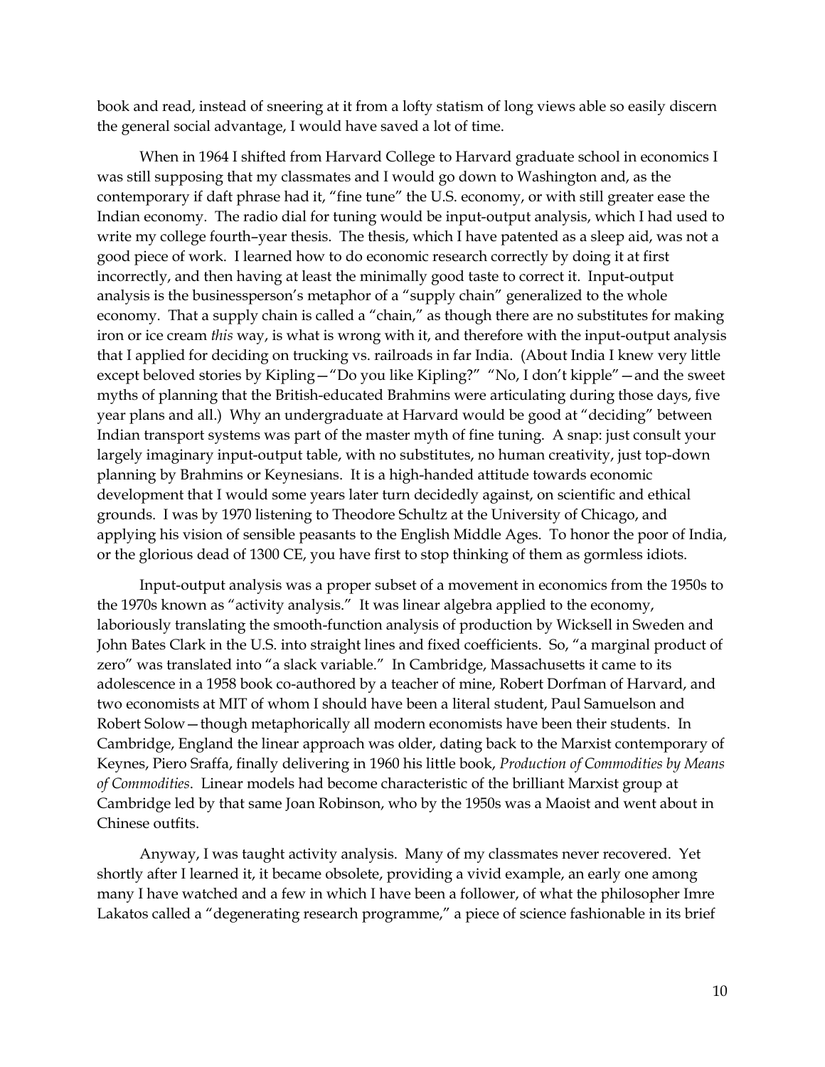book and read, instead of sneering at it from a lofty statism of long views able so easily discern the general social advantage, I would have saved a lot of time.

When in 1964 I shifted from Harvard College to Harvard graduate school in economics I was still supposing that my classmates and I would go down to Washington and, as the contemporary if daft phrase had it, "fine tune" the U.S. economy, or with still greater ease the Indian economy. The radio dial for tuning would be input-output analysis, which I had used to write my college fourth–year thesis. The thesis, which I have patented as a sleep aid, was not a good piece of work. I learned how to do economic research correctly by doing it at first incorrectly, and then having at least the minimally good taste to correct it. Input-output analysis is the businessperson's metaphor of a "supply chain" generalized to the whole economy. That a supply chain is called a "chain," as though there are no substitutes for making iron or ice cream *this* way, is what is wrong with it, and therefore with the input-output analysis that I applied for deciding on trucking vs. railroads in far India. (About India I knew very little except beloved stories by Kipling—"Do you like Kipling?" "No, I don't kipple"—and the sweet myths of planning that the British-educated Brahmins were articulating during those days, five year plans and all.) Why an undergraduate at Harvard would be good at "deciding" between Indian transport systems was part of the master myth of fine tuning. A snap: just consult your largely imaginary input-output table, with no substitutes, no human creativity, just top-down planning by Brahmins or Keynesians. It is a high-handed attitude towards economic development that I would some years later turn decidedly against, on scientific and ethical grounds. I was by 1970 listening to Theodore Schultz at the University of Chicago, and applying his vision of sensible peasants to the English Middle Ages. To honor the poor of India, or the glorious dead of 1300 CE, you have first to stop thinking of them as gormless idiots.

Input-output analysis was a proper subset of a movement in economics from the 1950s to the 1970s known as "activity analysis." It was linear algebra applied to the economy, laboriously translating the smooth-function analysis of production by Wicksell in Sweden and John Bates Clark in the U.S. into straight lines and fixed coefficients. So, "a marginal product of zero" was translated into "a slack variable." In Cambridge, Massachusetts it came to its adolescence in a 1958 book co-authored by a teacher of mine, Robert Dorfman of Harvard, and two economists at MIT of whom I should have been a literal student, Paul Samuelson and Robert Solow—though metaphorically all modern economists have been their students. In Cambridge, England the linear approach was older, dating back to the Marxist contemporary of Keynes, Piero Sraffa, finally delivering in 1960 his little book, *Production of Commodities by Means of Commodities*. Linear models had become characteristic of the brilliant Marxist group at Cambridge led by that same Joan Robinson, who by the 1950s was a Maoist and went about in Chinese outfits.

Anyway, I was taught activity analysis. Many of my classmates never recovered. Yet shortly after I learned it, it became obsolete, providing a vivid example, an early one among many I have watched and a few in which I have been a follower, of what the philosopher Imre Lakatos called a "degenerating research programme," a piece of science fashionable in its brief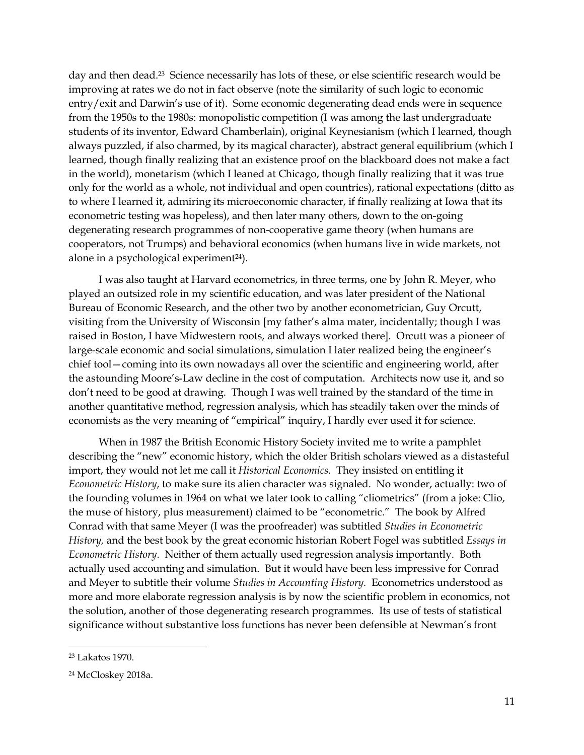day and then dead.[23] Science necessarily has lots of these, or else scientific research would be improving at rates we do not in fact observe (note the similarity of such logic to economic entry/exit and Darwin's use of it). Some economic degenerating dead ends were in sequence from the 1950s to the 1980s: monopolistic competition (I was among the last undergraduate students of its inventor, Edward Chamberlain), original Keynesianism (which I learned, though always puzzled, if also charmed, by its magical character), abstract general equilibrium (which I learned, though finally realizing that an existence proof on the blackboard does not make a fact in the world), monetarism (which I leaned at Chicago, though finally realizing that it was true only for the world as a whole, not individual and open countries), rational expectations (ditto as to where I learned it, admiring its microeconomic character, if finally realizing at Iowa that its econometric testing was hopeless), and then later many others, down to the on-going degenerating research programmes of non-cooperative game theory (when humans are cooperators, not Trumps) and behavioral economics (when humans live in wide markets, not alone in a psychological experiment[24]).

I was also taught at Harvard econometrics, in three terms, one by John R. Meyer, who played an outsized role in my scientific education, and was later president of the National Bureau of Economic Research, and the other two by another econometrician, Guy Orcutt, visiting from the University of Wisconsin [my father's alma mater, incidentally; though I was raised in Boston, I have Midwestern roots, and always worked there]. Orcutt was a pioneer of large-scale economic and social simulations, simulation I later realized being the engineer's chief tool—coming into its own nowadays all over the scientific and engineering world, after the astounding Moore's-Law decline in the cost of computation. Architects now use it, and so don't need to be good at drawing. Though I was well trained by the standard of the time in another quantitative method, regression analysis, which has steadily taken over the minds of economists as the very meaning of "empirical" inquiry, I hardly ever used it for science.

When in 1987 the British Economic History Society invited me to write a pamphlet describing the "new" economic history, which the older British scholars viewed as a distasteful import, they would not let me call it *Historical Economics.* They insisted on entitling it *Econometric History*, to make sure its alien character was signaled. No wonder, actually: two of the founding volumes in 1964 on what we later took to calling "cliometrics" (from a joke: Clio, the muse of history, plus measurement) claimed to be "econometric." The book by Alfred Conrad with that same Meyer (I was the proofreader) was subtitled *Studies in Econometric History,* and the best book by the great economic historian Robert Fogel was subtitled *Essays in Econometric History*. Neither of them actually used regression analysis importantly. Both actually used accounting and simulation. But it would have been less impressive for Conrad and Meyer to subtitle their volume *Studies in Accounting History.* Econometrics understood as more and more elaborate regression analysis is by now the scientific problem in economics, not the solution, another of those degenerating research programmes. Its use of tests of statistical significance without substantive loss functions has never been defensible at Newman's front

---

[23] Lakatos 1970.

[24] McCloskey 2018a.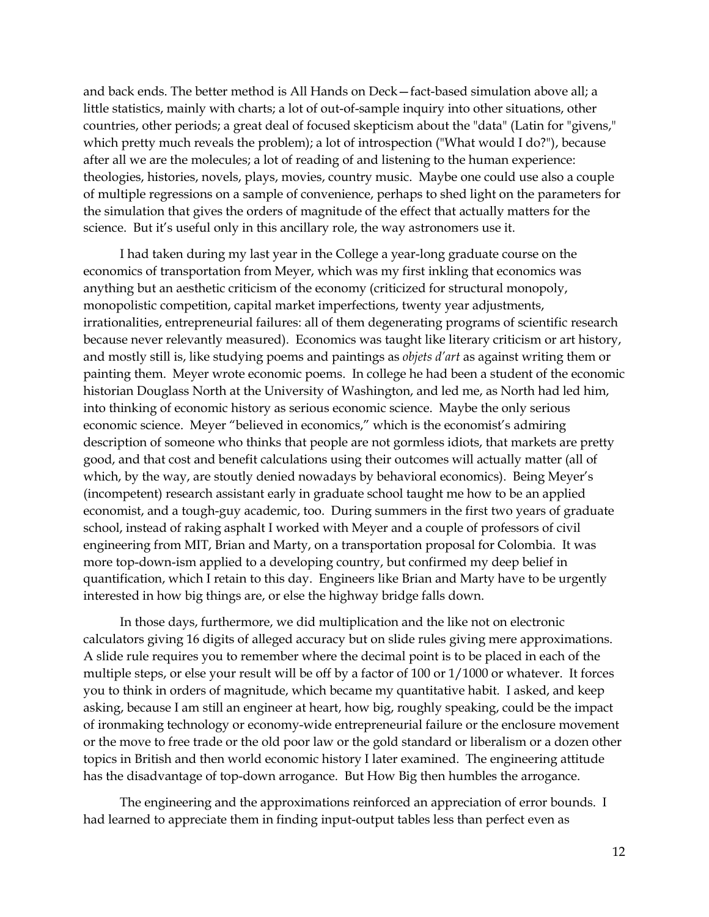and back ends. The better method is All Hands on Deck—fact-based simulation above all; a little statistics, mainly with charts; a lot of out-of-sample inquiry into other situations, other countries, other periods; a great deal of focused skepticism about the "data" (Latin for "givens," which pretty much reveals the problem); a lot of introspection ("What would I do?"), because after all we are the molecules; a lot of reading of and listening to the human experience: theologies, histories, novels, plays, movies, country music. Maybe one could use also a couple of multiple regressions on a sample of convenience, perhaps to shed light on the parameters for the simulation that gives the orders of magnitude of the effect that actually matters for the science. But it's useful only in this ancillary role, the way astronomers use it.

I had taken during my last year in the College a year-long graduate course on the economics of transportation from Meyer, which was my first inkling that economics was anything but an aesthetic criticism of the economy (criticized for structural monopoly, monopolistic competition, capital market imperfections, twenty year adjustments, irrationalities, entrepreneurial failures: all of them degenerating programs of scientific research because never relevantly measured). Economics was taught like literary criticism or art history, and mostly still is, like studying poems and paintings as *objets d'art* as against writing them or painting them. Meyer wrote economic poems. In college he had been a student of the economic historian Douglass North at the University of Washington, and led me, as North had led him, into thinking of economic history as serious economic science. Maybe the only serious economic science. Meyer "believed in economics," which is the economist's admiring description of someone who thinks that people are not gormless idiots, that markets are pretty good, and that cost and benefit calculations using their outcomes will actually matter (all of which, by the way, are stoutly denied nowadays by behavioral economics). Being Meyer's (incompetent) research assistant early in graduate school taught me how to be an applied economist, and a tough-guy academic, too. During summers in the first two years of graduate school, instead of raking asphalt I worked with Meyer and a couple of professors of civil engineering from MIT, Brian and Marty, on a transportation proposal for Colombia. It was more top-down-ism applied to a developing country, but confirmed my deep belief in quantification, which I retain to this day. Engineers like Brian and Marty have to be urgently interested in how big things are, or else the highway bridge falls down.

In those days, furthermore, we did multiplication and the like not on electronic calculators giving 16 digits of alleged accuracy but on slide rules giving mere approximations. A slide rule requires you to remember where the decimal point is to be placed in each of the multiple steps, or else your result will be off by a factor of 100 or 1/1000 or whatever. It forces you to think in orders of magnitude, which became my quantitative habit. I asked, and keep asking, because I am still an engineer at heart, how big, roughly speaking, could be the impact of ironmaking technology or economy-wide entrepreneurial failure or the enclosure movement or the move to free trade or the old poor law or the gold standard or liberalism or a dozen other topics in British and then world economic history I later examined. The engineering attitude has the disadvantage of top-down arrogance. But How Big then humbles the arrogance.

The engineering and the approximations reinforced an appreciation of error bounds. I had learned to appreciate them in finding input-output tables less than perfect even as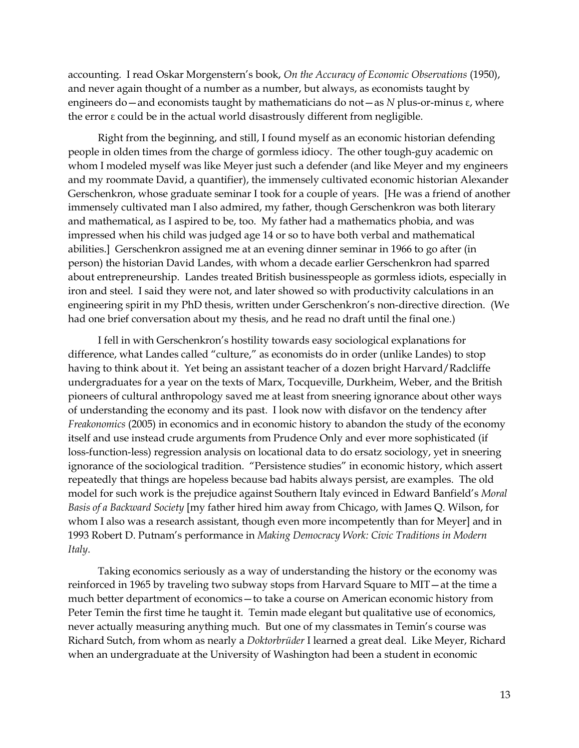accounting. I read Oskar Morgenstern's book, *On the Accuracy of Economic Observations* (1950), and never again thought of a number as a number, but always, as economists taught by engineers do—and economists taught by mathematicians do not—as *N* plus-or-minus ε, where the error ε could be in the actual world disastrously different from negligible.

Right from the beginning, and still, I found myself as an economic historian defending people in olden times from the charge of gormless idiocy. The other tough-guy academic on whom I modeled myself was like Meyer just such a defender (and like Meyer and my engineers and my roommate David, a quantifier), the immensely cultivated economic historian Alexander Gerschenkron, whose graduate seminar I took for a couple of years. [He was a friend of another immensely cultivated man I also admired, my father, though Gerschenkron was both literary and mathematical, as I aspired to be, too. My father had a mathematics phobia, and was impressed when his child was judged age 14 or so to have both verbal and mathematical abilities.] Gerschenkron assigned me at an evening dinner seminar in 1966 to go after (in person) the historian David Landes, with whom a decade earlier Gerschenkron had sparred about entrepreneurship. Landes treated British businesspeople as gormless idiots, especially in iron and steel. I said they were not, and later showed so with productivity calculations in an engineering spirit in my PhD thesis, written under Gerschenkron's non-directive direction. (We had one brief conversation about my thesis, and he read no draft until the final one.)

I fell in with Gerschenkron's hostility towards easy sociological explanations for difference, what Landes called "culture," as economists do in order (unlike Landes) to stop having to think about it. Yet being an assistant teacher of a dozen bright Harvard/Radcliffe undergraduates for a year on the texts of Marx, Tocqueville, Durkheim, Weber, and the British pioneers of cultural anthropology saved me at least from sneering ignorance about other ways of understanding the economy and its past. I look now with disfavor on the tendency after *Freakonomics* (2005) in economics and in economic history to abandon the study of the economy itself and use instead crude arguments from Prudence Only and ever more sophisticated (if loss-function-less) regression analysis on locational data to do ersatz sociology, yet in sneering ignorance of the sociological tradition. "Persistence studies" in economic history, which assert repeatedly that things are hopeless because bad habits always persist, are examples. The old model for such work is the prejudice against Southern Italy evinced in Edward Banfield's *Moral Basis of a Backward Society* [my father hired him away from Chicago, with James Q. Wilson, for whom I also was a research assistant, though even more incompetently than for Meyer] and in 1993 Robert D. Putnam's performance in *Making Democracy Work: Civic Traditions in Modern Italy*.

Taking economics seriously as a way of understanding the history or the economy was reinforced in 1965 by traveling two subway stops from Harvard Square to MIT—at the time a much better department of economics—to take a course on American economic history from Peter Temin the first time he taught it. Temin made elegant but qualitative use of economics, never actually measuring anything much. But one of my classmates in Temin's course was Richard Sutch, from whom as nearly a *Doktorbrüder* I learned a great deal. Like Meyer, Richard when an undergraduate at the University of Washington had been a student in economic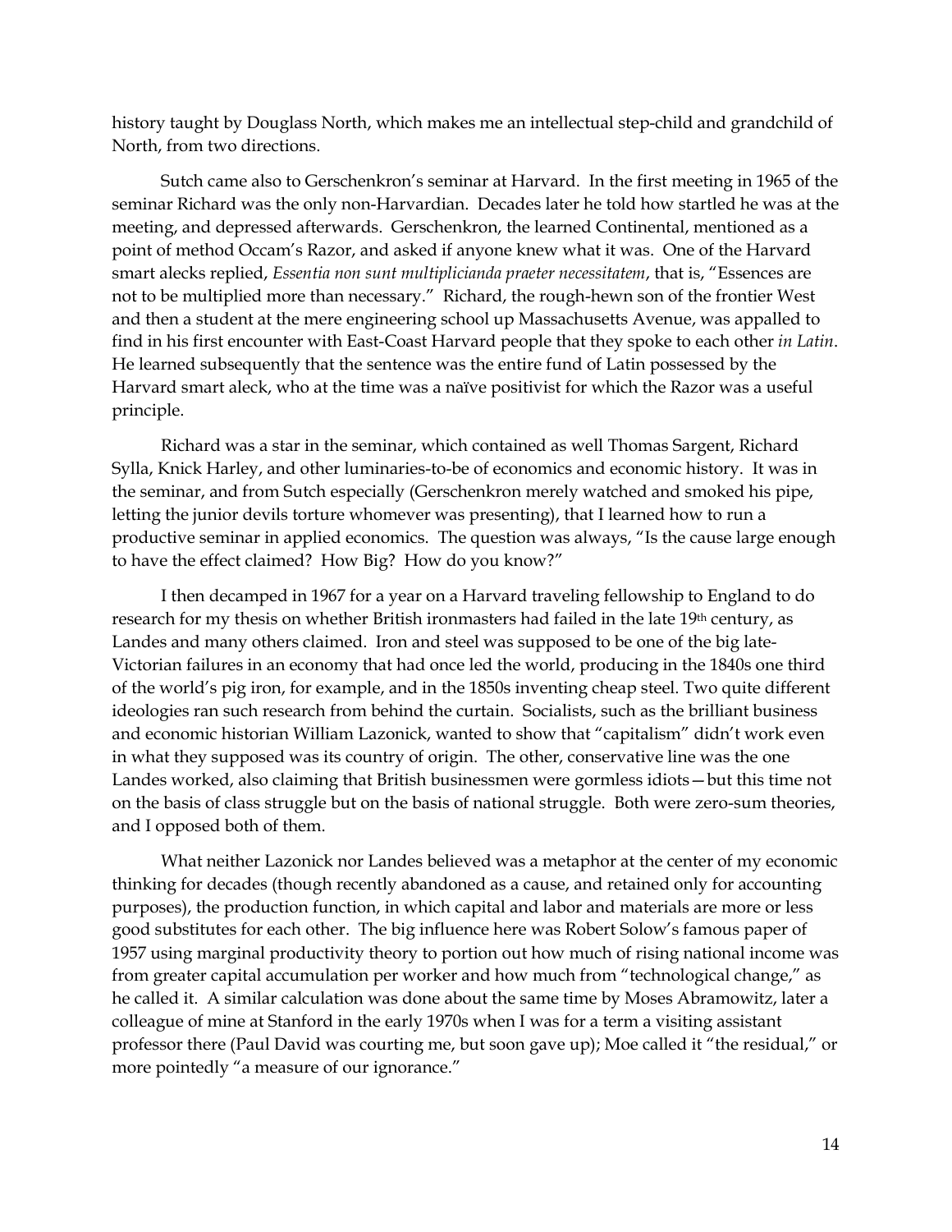history taught by Douglass North, which makes me an intellectual step-child and grandchild of North, from two directions.

Sutch came also to Gerschenkron's seminar at Harvard. In the first meeting in 1965 of the seminar Richard was the only non-Harvardian. Decades later he told how startled he was at the meeting, and depressed afterwards. Gerschenkron, the learned Continental, mentioned as a point of method Occam's Razor, and asked if anyone knew what it was. One of the Harvard smart alecks replied, *Essentia non sunt multiplicianda praeter necessitatem*, that is, "Essences are not to be multiplied more than necessary." Richard, the rough-hewn son of the frontier West and then a student at the mere engineering school up Massachusetts Avenue, was appalled to find in his first encounter with East-Coast Harvard people that they spoke to each other *in Latin*. He learned subsequently that the sentence was the entire fund of Latin possessed by the Harvard smart aleck, who at the time was a naïve positivist for which the Razor was a useful principle.

Richard was a star in the seminar, which contained as well Thomas Sargent, Richard Sylla, Knick Harley, and other luminaries-to-be of economics and economic history. It was in the seminar, and from Sutch especially (Gerschenkron merely watched and smoked his pipe, letting the junior devils torture whomever was presenting), that I learned how to run a productive seminar in applied economics. The question was always, "Is the cause large enough to have the effect claimed? How Big? How do you know?"

I then decamped in 1967 for a year on a Harvard traveling fellowship to England to do research for my thesis on whether British ironmasters had failed in the late 19th century, as Landes and many others claimed. Iron and steel was supposed to be one of the big late-Victorian failures in an economy that had once led the world, producing in the 1840s one third of the world's pig iron, for example, and in the 1850s inventing cheap steel. Two quite different ideologies ran such research from behind the curtain. Socialists, such as the brilliant business and economic historian William Lazonick, wanted to show that "capitalism" didn't work even in what they supposed was its country of origin. The other, conservative line was the one Landes worked, also claiming that British businessmen were gormless idiots—but this time not on the basis of class struggle but on the basis of national struggle. Both were zero-sum theories, and I opposed both of them.

What neither Lazonick nor Landes believed was a metaphor at the center of my economic thinking for decades (though recently abandoned as a cause, and retained only for accounting purposes), the production function, in which capital and labor and materials are more or less good substitutes for each other. The big influence here was Robert Solow's famous paper of 1957 using marginal productivity theory to portion out how much of rising national income was from greater capital accumulation per worker and how much from "technological change," as he called it. A similar calculation was done about the same time by Moses Abramowitz, later a colleague of mine at Stanford in the early 1970s when I was for a term a visiting assistant professor there (Paul David was courting me, but soon gave up); Moe called it "the residual," or more pointedly "a measure of our ignorance."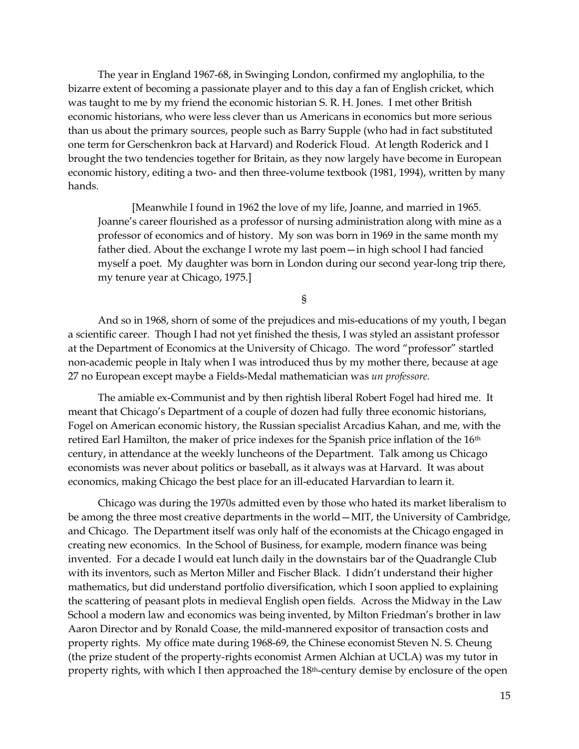The year in England 1967-68, in Swinging London, confirmed my anglophilia, to the bizarre extent of becoming a passionate player and to this day a fan of English cricket, which was taught to me by my friend the economic historian S. R. H. Jones. I met other British economic historians, who were less clever than us Americans in economics but more serious than us about the primary sources, people such as Barry Supple (who had in fact substituted one term for Gerschenkron back at Harvard) and Roderick Floud. At length Roderick and I brought the two tendencies together for Britain, as they now largely have become in European economic history, editing a two- and then three-volume textbook (1981, 1994), written by many hands.

> [Meanwhile I found in 1962 the love of my life, Joanne, and married in 1965. Joanne's career flourished as a professor of nursing administration along with mine as a professor of economics and of history. My son was born in 1969 in the same month my father died. About the exchange I wrote my last poem—in high school I had fancied myself a poet. My daughter was born in London during our second year-long trip there, my tenure year at Chicago, 1975.]

§

And so in 1968, shorn of some of the prejudices and mis-educations of my youth, I began a scientific career. Though I had not yet finished the thesis, I was styled an assistant professor at the Department of Economics at the University of Chicago. The word "professor" startled non-academic people in Italy when I was introduced thus by my mother there, because at age 27 no European except maybe a Fields-Medal mathematician was *un professore.*

The amiable ex-Communist and by then rightish liberal Robert Fogel had hired me. It meant that Chicago's Department of a couple of dozen had fully three economic historians, Fogel on American economic history, the Russian specialist Arcadius Kahan, and me, with the retired Earl Hamilton, the maker of price indexes for the Spanish price inflation of the 16th century, in attendance at the weekly luncheons of the Department. Talk among us Chicago economists was never about politics or baseball, as it always was at Harvard. It was about economics, making Chicago the best place for an ill-educated Harvardian to learn it.

Chicago was during the 1970s admitted even by those who hated its market liberalism to be among the three most creative departments in the world—MIT, the University of Cambridge, and Chicago. The Department itself was only half of the economists at the Chicago engaged in creating new economics. In the School of Business, for example, modern finance was being invented. For a decade I would eat lunch daily in the downstairs bar of the Quadrangle Club with its inventors, such as Merton Miller and Fischer Black. I didn't understand their higher mathematics, but did understand portfolio diversification, which I soon applied to explaining the scattering of peasant plots in medieval English open fields. Across the Midway in the Law School a modern law and economics was being invented, by Milton Friedman's brother in law Aaron Director and by Ronald Coase, the mild-mannered expositor of transaction costs and property rights. My office mate during 1968-69, the Chinese economist Steven N. S. Cheung (the prize student of the property-rights economist Armen Alchian at UCLA) was my tutor in property rights, with which I then approached the 18th-century demise by enclosure of the open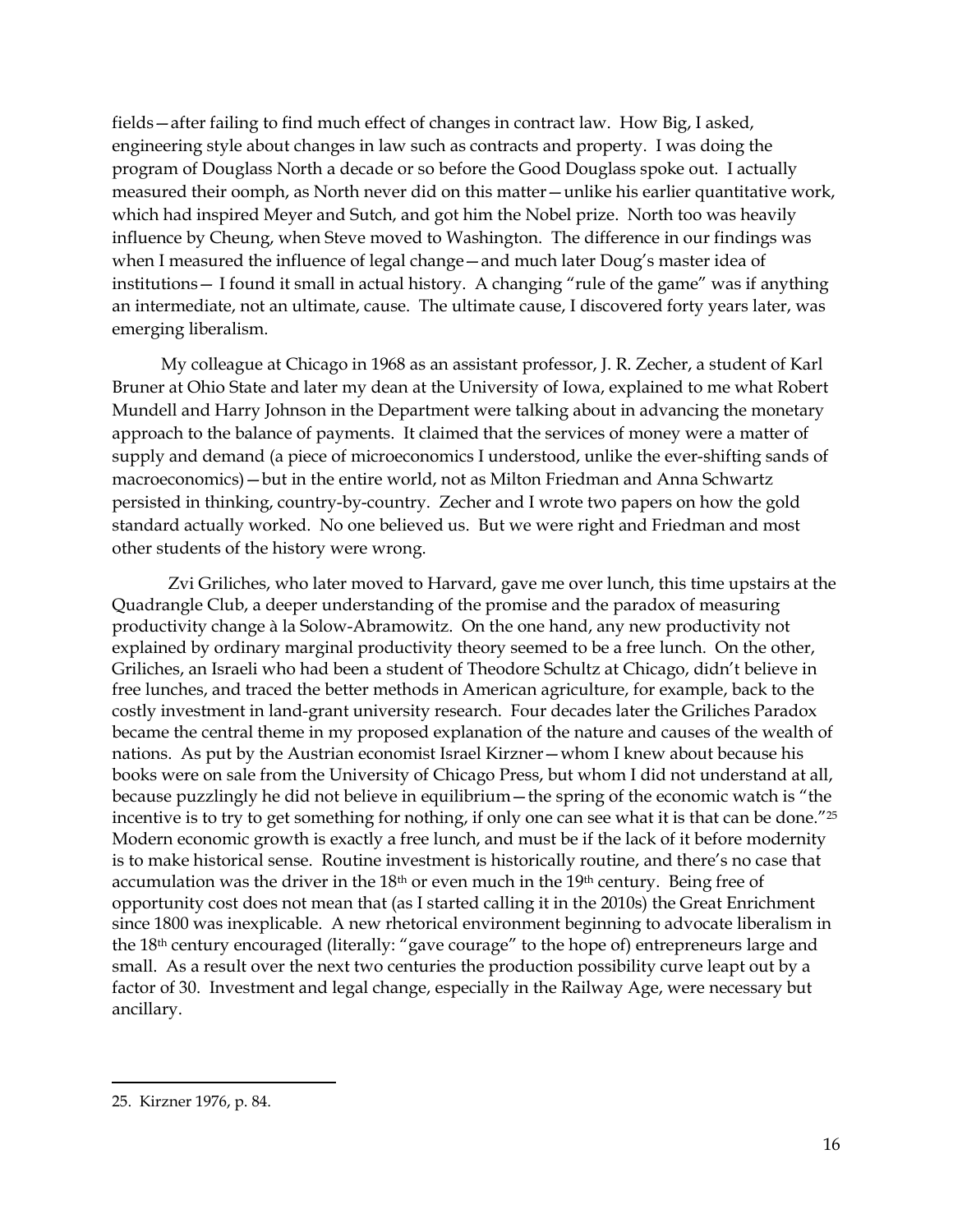fields—after failing to find much effect of changes in contract law. How Big, I asked, engineering style about changes in law such as contracts and property. I was doing the program of Douglass North a decade or so before the Good Douglass spoke out. I actually measured their oomph, as North never did on this matter—unlike his earlier quantitative work, which had inspired Meyer and Sutch, and got him the Nobel prize. North too was heavily influence by Cheung, when Steve moved to Washington. The difference in our findings was when I measured the influence of legal change—and much later Doug's master idea of institutions— I found it small in actual history. A changing "rule of the game" was if anything an intermediate, not an ultimate, cause. The ultimate cause, I discovered forty years later, was emerging liberalism.

My colleague at Chicago in 1968 as an assistant professor, J. R. Zecher, a student of Karl Bruner at Ohio State and later my dean at the University of Iowa, explained to me what Robert Mundell and Harry Johnson in the Department were talking about in advancing the monetary approach to the balance of payments. It claimed that the services of money were a matter of supply and demand (a piece of microeconomics I understood, unlike the ever-shifting sands of macroeconomics)—but in the entire world, not as Milton Friedman and Anna Schwartz persisted in thinking, country-by-country. Zecher and I wrote two papers on how the gold standard actually worked. No one believed us. But we were right and Friedman and most other students of the history were wrong.

Zvi Griliches, who later moved to Harvard, gave me over lunch, this time upstairs at the Quadrangle Club, a deeper understanding of the promise and the paradox of measuring productivity change à la Solow-Abramowitz. On the one hand, any new productivity not explained by ordinary marginal productivity theory seemed to be a free lunch. On the other, Griliches, an Israeli who had been a student of Theodore Schultz at Chicago, didn't believe in free lunches, and traced the better methods in American agriculture, for example, back to the costly investment in land-grant university research. Four decades later the Griliches Paradox became the central theme in my proposed explanation of the nature and causes of the wealth of nations. As put by the Austrian economist Israel Kirzner—whom I knew about because his books were on sale from the University of Chicago Press, but whom I did not understand at all, because puzzlingly he did not believe in equilibrium—the spring of the economic watch is "the incentive is to try to get something for nothing, if only one can see what it is that can be done."[25] Modern economic growth is exactly a free lunch, and must be if the lack of it before modernity is to make historical sense. Routine investment is historically routine, and there's no case that accumulation was the driver in the 18th or even much in the 19th century. Being free of opportunity cost does not mean that (as I started calling it in the 2010s) the Great Enrichment since 1800 was inexplicable. A new rhetorical environment beginning to advocate liberalism in the 18th century encouraged (literally: "gave courage" to the hope of) entrepreneurs large and small. As a result over the next two centuries the production possibility curve leapt out by a factor of 30. Investment and legal change, especially in the Railway Age, were necessary but ancillary.

---

25. Kirzner 1976, p. 84.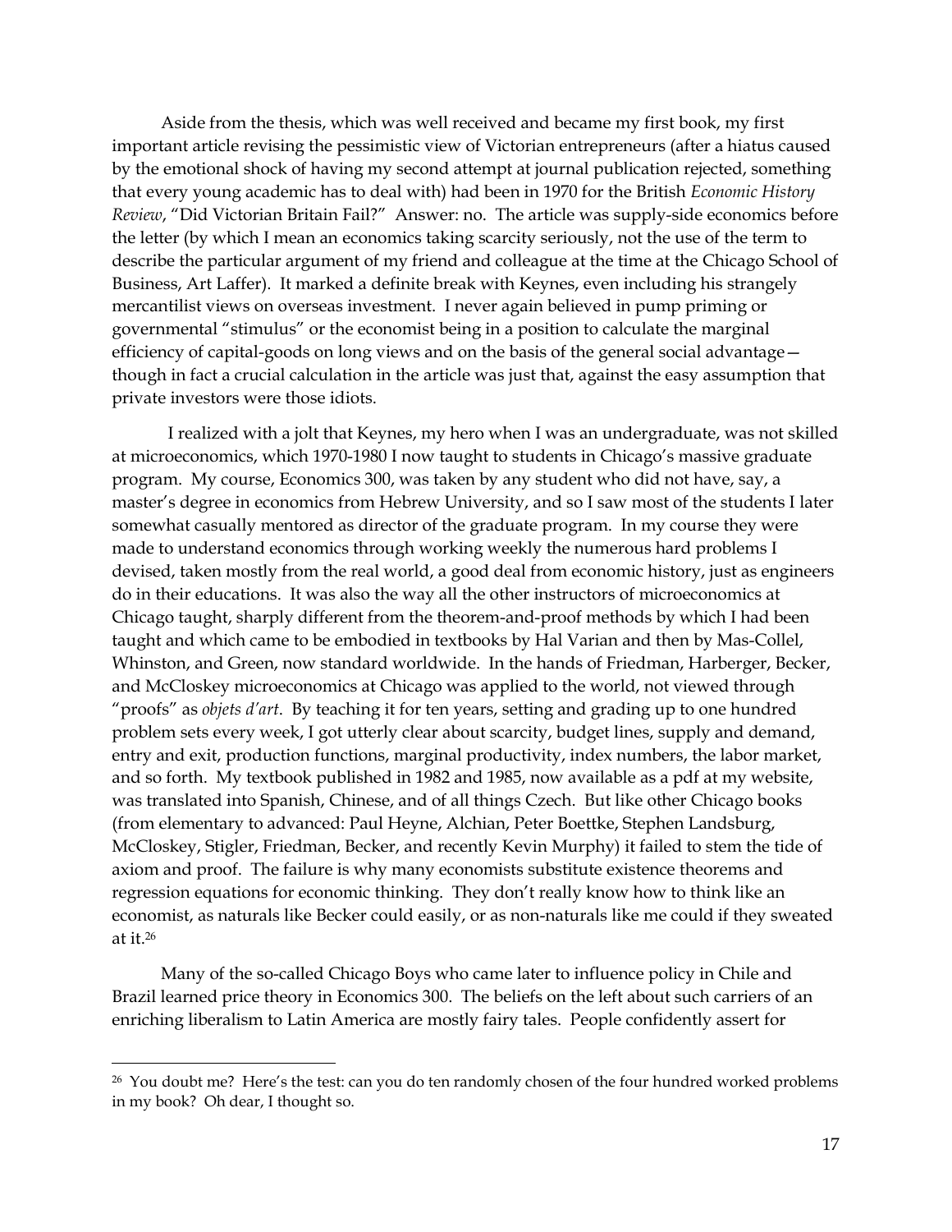Aside from the thesis, which was well received and became my first book, my first important article revising the pessimistic view of Victorian entrepreneurs (after a hiatus caused by the emotional shock of having my second attempt at journal publication rejected, something that every young academic has to deal with) had been in 1970 for the British *Economic History Review*, "Did Victorian Britain Fail?" Answer: no. The article was supply-side economics before the letter (by which I mean an economics taking scarcity seriously, not the use of the term to describe the particular argument of my friend and colleague at the time at the Chicago School of Business, Art Laffer). It marked a definite break with Keynes, even including his strangely mercantilist views on overseas investment. I never again believed in pump priming or governmental "stimulus" or the economist being in a position to calculate the marginal efficiency of capital-goods on long views and on the basis of the general social advantage—though in fact a crucial calculation in the article was just that, against the easy assumption that private investors were those idiots.

I realized with a jolt that Keynes, my hero when I was an undergraduate, was not skilled at microeconomics, which 1970-1980 I now taught to students in Chicago's massive graduate program. My course, Economics 300, was taken by any student who did not have, say, a master's degree in economics from Hebrew University, and so I saw most of the students I later somewhat casually mentored as director of the graduate program. In my course they were made to understand economics through working weekly the numerous hard problems I devised, taken mostly from the real world, a good deal from economic history, just as engineers do in their educations. It was also the way all the other instructors of microeconomics at Chicago taught, sharply different from the theorem-and-proof methods by which I had been taught and which came to be embodied in textbooks by Hal Varian and then by Mas-Collel, Whinston, and Green, now standard worldwide. In the hands of Friedman, Harberger, Becker, and McCloskey microeconomics at Chicago was applied to the world, not viewed through "proofs" as *objets d'art*. By teaching it for ten years, setting and grading up to one hundred problem sets every week, I got utterly clear about scarcity, budget lines, supply and demand, entry and exit, production functions, marginal productivity, index numbers, the labor market, and so forth. My textbook published in 1982 and 1985, now available as a pdf at my website, was translated into Spanish, Chinese, and of all things Czech. But like other Chicago books (from elementary to advanced: Paul Heyne, Alchian, Peter Boettke, Stephen Landsburg, McCloskey, Stigler, Friedman, Becker, and recently Kevin Murphy) it failed to stem the tide of axiom and proof. The failure is why many economists substitute existence theorems and regression equations for economic thinking. They don't really know how to think like an economist, as naturals like Becker could easily, or as non-naturals like me could if they sweated at it.[26]

Many of the so-called Chicago Boys who came later to influence policy in Chile and Brazil learned price theory in Economics 300. The beliefs on the left about such carriers of an enriching liberalism to Latin America are mostly fairy tales. People confidently assert for

---

[26] You doubt me? Here's the test: can you do ten randomly chosen of the four hundred worked problems in my book? Oh dear, I thought so.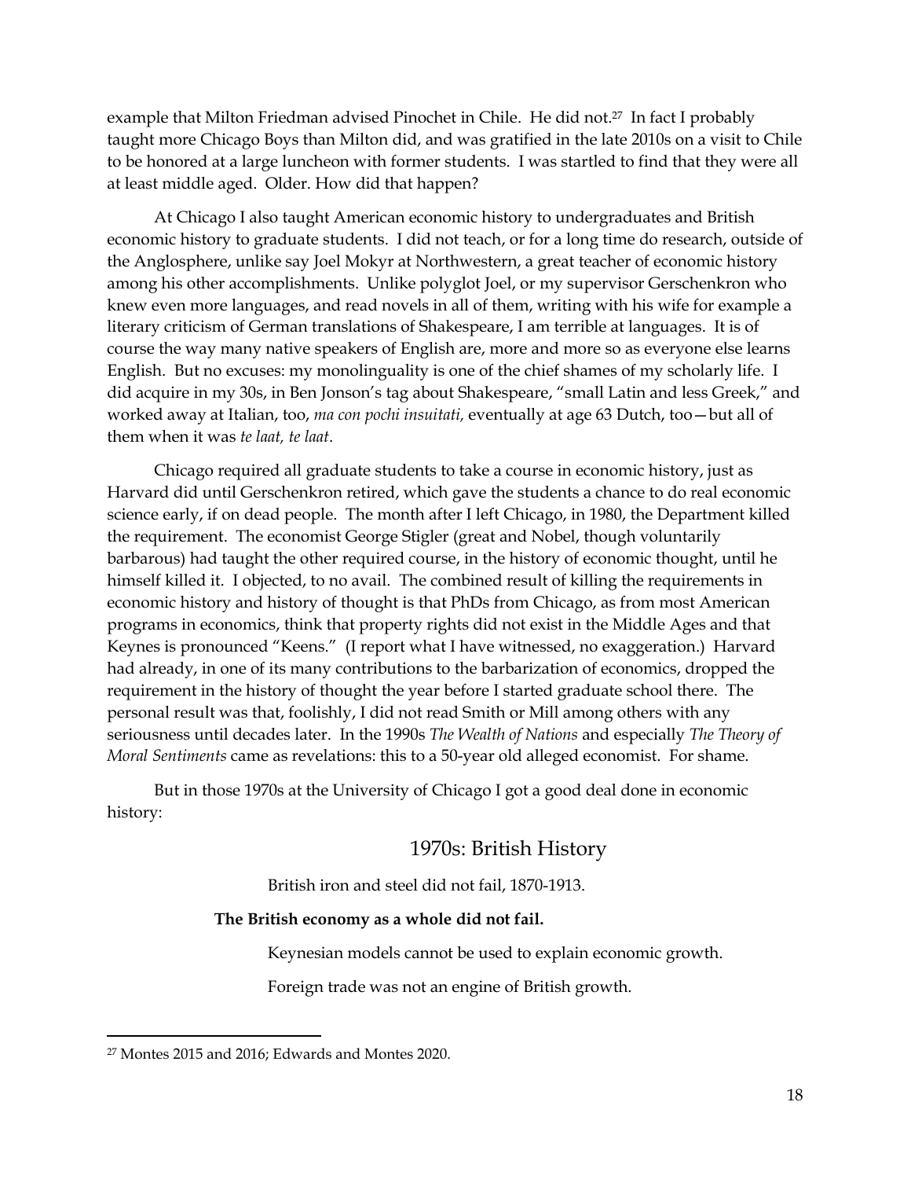example that Milton Friedman advised Pinochet in Chile. He did not.[27] In fact I probably taught more Chicago Boys than Milton did, and was gratified in the late 2010s on a visit to Chile to be honored at a large luncheon with former students. I was startled to find that they were all at least middle aged. Older. How did that happen?

At Chicago I also taught American economic history to undergraduates and British economic history to graduate students. I did not teach, or for a long time do research, outside of the Anglosphere, unlike say Joel Mokyr at Northwestern, a great teacher of economic history among his other accomplishments. Unlike polyglot Joel, or my supervisor Gerschenkron who knew even more languages, and read novels in all of them, writing with his wife for example a literary criticism of German translations of Shakespeare, I am terrible at languages. It is of course the way many native speakers of English are, more and more so as everyone else learns English. But no excuses: my monolinguality is one of the chief shames of my scholarly life. I did acquire in my 30s, in Ben Jonson's tag about Shakespeare, "small Latin and less Greek," and worked away at Italian, too, *ma con pochi insuitati,* eventually at age 63 Dutch, too—but all of them when it was *te laat, te laat*.

Chicago required all graduate students to take a course in economic history, just as Harvard did until Gerschenkron retired, which gave the students a chance to do real economic science early, if on dead people. The month after I left Chicago, in 1980, the Department killed the requirement. The economist George Stigler (great and Nobel, though voluntarily barbarous) had taught the other required course, in the history of economic thought, until he himself killed it. I objected, to no avail. The combined result of killing the requirements in economic history and history of thought is that PhDs from Chicago, as from most American programs in economics, think that property rights did not exist in the Middle Ages and that Keynes is pronounced "Keens." (I report what I have witnessed, no exaggeration.) Harvard had already, in one of its many contributions to the barbarization of economics, dropped the requirement in the history of thought the year before I started graduate school there. The personal result was that, foolishly, I did not read Smith or Mill among others with any seriousness until decades later. In the 1990s *The Wealth of Nations* and especially *The Theory of Moral Sentiments* came as revelations: this to a 50-year old alleged economist. For shame.

But in those 1970s at the University of Chicago I got a good deal done in economic history:

## 1970s: British History

British iron and steel did not fail, 1870-1913.

**The British economy as a whole did not fail.**

Keynesian models cannot be used to explain economic growth.

Foreign trade was not an engine of British growth.

[27] Montes 2015 and 2016; Edwards and Montes 2020.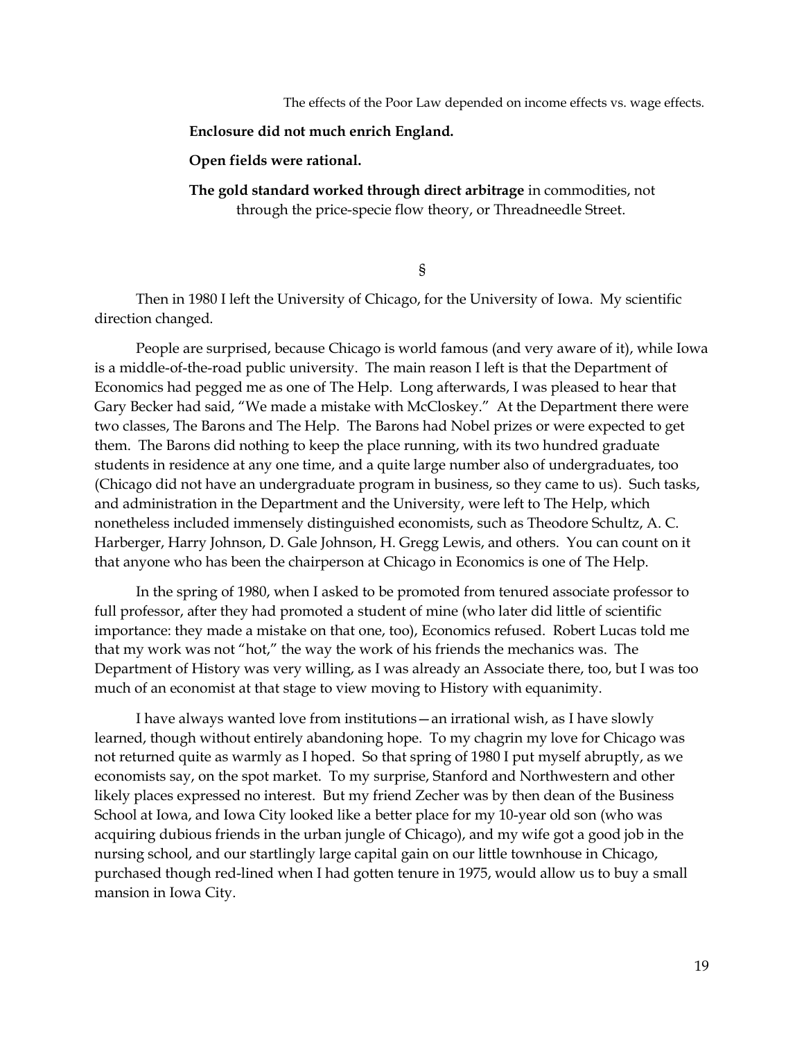The effects of the Poor Law depended on income effects vs. wage effects.

**Enclosure did not much enrich England.**

**Open fields were rational.**

**The gold standard worked through direct arbitrage** in commodities, not through the price-specie flow theory, or Threadneedle Street.

§

Then in 1980 I left the University of Chicago, for the University of Iowa. My scientific direction changed.

People are surprised, because Chicago is world famous (and very aware of it), while Iowa is a middle-of-the-road public university. The main reason I left is that the Department of Economics had pegged me as one of The Help. Long afterwards, I was pleased to hear that Gary Becker had said, "We made a mistake with McCloskey." At the Department there were two classes, The Barons and The Help. The Barons had Nobel prizes or were expected to get them. The Barons did nothing to keep the place running, with its two hundred graduate students in residence at any one time, and a quite large number also of undergraduates, too (Chicago did not have an undergraduate program in business, so they came to us). Such tasks, and administration in the Department and the University, were left to The Help, which nonetheless included immensely distinguished economists, such as Theodore Schultz, A. C. Harberger, Harry Johnson, D. Gale Johnson, H. Gregg Lewis, and others. You can count on it that anyone who has been the chairperson at Chicago in Economics is one of The Help.

In the spring of 1980, when I asked to be promoted from tenured associate professor to full professor, after they had promoted a student of mine (who later did little of scientific importance: they made a mistake on that one, too), Economics refused. Robert Lucas told me that my work was not "hot," the way the work of his friends the mechanics was. The Department of History was very willing, as I was already an Associate there, too, but I was too much of an economist at that stage to view moving to History with equanimity.

I have always wanted love from institutions—an irrational wish, as I have slowly learned, though without entirely abandoning hope. To my chagrin my love for Chicago was not returned quite as warmly as I hoped. So that spring of 1980 I put myself abruptly, as we economists say, on the spot market. To my surprise, Stanford and Northwestern and other likely places expressed no interest. But my friend Zecher was by then dean of the Business School at Iowa, and Iowa City looked like a better place for my 10-year old son (who was acquiring dubious friends in the urban jungle of Chicago), and my wife got a good job in the nursing school, and our startlingly large capital gain on our little townhouse in Chicago, purchased though red-lined when I had gotten tenure in 1975, would allow us to buy a small mansion in Iowa City.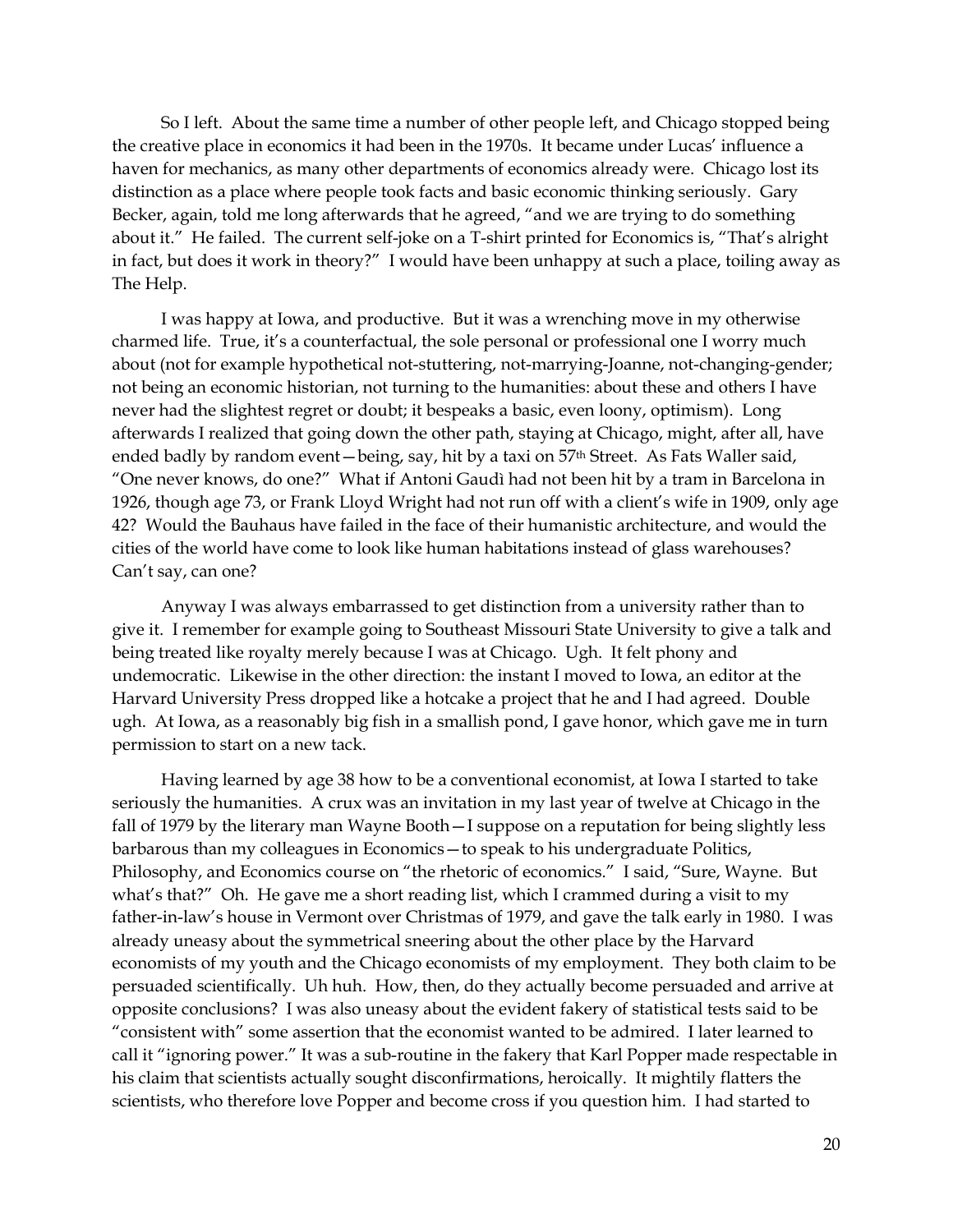So I left. About the same time a number of other people left, and Chicago stopped being the creative place in economics it had been in the 1970s. It became under Lucas' influence a haven for mechanics, as many other departments of economics already were. Chicago lost its distinction as a place where people took facts and basic economic thinking seriously. Gary Becker, again, told me long afterwards that he agreed, "and we are trying to do something about it." He failed. The current self-joke on a T-shirt printed for Economics is, "That's alright in fact, but does it work in theory?" I would have been unhappy at such a place, toiling away as The Help.

I was happy at Iowa, and productive. But it was a wrenching move in my otherwise charmed life. True, it's a counterfactual, the sole personal or professional one I worry much about (not for example hypothetical not-stuttering, not-marrying-Joanne, not-changing-gender; not being an economic historian, not turning to the humanities: about these and others I have never had the slightest regret or doubt; it bespeaks a basic, even loony, optimism). Long afterwards I realized that going down the other path, staying at Chicago, might, after all, have ended badly by random event—being, say, hit by a taxi on 57th Street. As Fats Waller said, "One never knows, do one?" What if Antoni Gaudì had not been hit by a tram in Barcelona in 1926, though age 73, or Frank Lloyd Wright had not run off with a client's wife in 1909, only age 42? Would the Bauhaus have failed in the face of their humanistic architecture, and would the cities of the world have come to look like human habitations instead of glass warehouses? Can't say, can one?

Anyway I was always embarrassed to get distinction from a university rather than to give it. I remember for example going to Southeast Missouri State University to give a talk and being treated like royalty merely because I was at Chicago. Ugh. It felt phony and undemocratic. Likewise in the other direction: the instant I moved to Iowa, an editor at the Harvard University Press dropped like a hotcake a project that he and I had agreed. Double ugh. At Iowa, as a reasonably big fish in a smallish pond, I gave honor, which gave me in turn permission to start on a new tack.

Having learned by age 38 how to be a conventional economist, at Iowa I started to take seriously the humanities. A crux was an invitation in my last year of twelve at Chicago in the fall of 1979 by the literary man Wayne Booth—I suppose on a reputation for being slightly less barbarous than my colleagues in Economics—to speak to his undergraduate Politics, Philosophy, and Economics course on "the rhetoric of economics." I said, "Sure, Wayne. But what's that?" Oh. He gave me a short reading list, which I crammed during a visit to my father-in-law's house in Vermont over Christmas of 1979, and gave the talk early in 1980. I was already uneasy about the symmetrical sneering about the other place by the Harvard economists of my youth and the Chicago economists of my employment. They both claim to be persuaded scientifically. Uh huh. How, then, do they actually become persuaded and arrive at opposite conclusions? I was also uneasy about the evident fakery of statistical tests said to be "consistent with" some assertion that the economist wanted to be admired. I later learned to call it "ignoring power." It was a sub-routine in the fakery that Karl Popper made respectable in his claim that scientists actually sought disconfirmations, heroically. It mightily flatters the scientists, who therefore love Popper and become cross if you question him. I had started to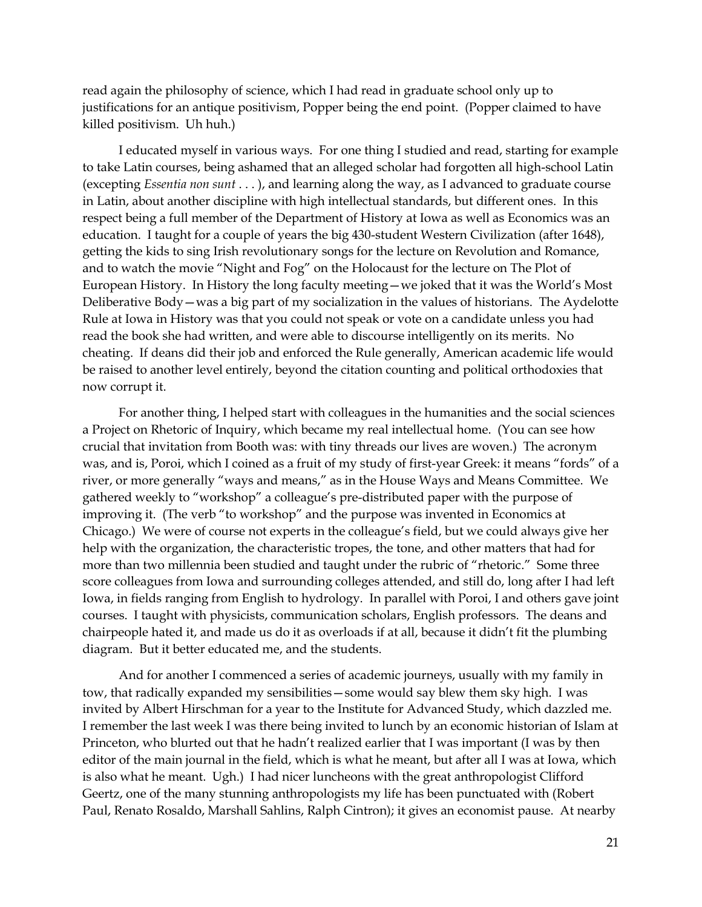read again the philosophy of science, which I had read in graduate school only up to justifications for an antique positivism, Popper being the end point. (Popper claimed to have killed positivism. Uh huh.)

I educated myself in various ways. For one thing I studied and read, starting for example to take Latin courses, being ashamed that an alleged scholar had forgotten all high-school Latin (excepting *Essentia non sunt* . . . ), and learning along the way, as I advanced to graduate course in Latin, about another discipline with high intellectual standards, but different ones. In this respect being a full member of the Department of History at Iowa as well as Economics was an education. I taught for a couple of years the big 430-student Western Civilization (after 1648), getting the kids to sing Irish revolutionary songs for the lecture on Revolution and Romance, and to watch the movie "Night and Fog" on the Holocaust for the lecture on The Plot of European History. In History the long faculty meeting—we joked that it was the World's Most Deliberative Body—was a big part of my socialization in the values of historians. The Aydelotte Rule at Iowa in History was that you could not speak or vote on a candidate unless you had read the book she had written, and were able to discourse intelligently on its merits. No cheating. If deans did their job and enforced the Rule generally, American academic life would be raised to another level entirely, beyond the citation counting and political orthodoxies that now corrupt it.

For another thing, I helped start with colleagues in the humanities and the social sciences a Project on Rhetoric of Inquiry, which became my real intellectual home. (You can see how crucial that invitation from Booth was: with tiny threads our lives are woven.) The acronym was, and is, Poroi, which I coined as a fruit of my study of first-year Greek: it means "fords" of a river, or more generally "ways and means," as in the House Ways and Means Committee. We gathered weekly to "workshop" a colleague's pre-distributed paper with the purpose of improving it. (The verb "to workshop" and the purpose was invented in Economics at Chicago.) We were of course not experts in the colleague's field, but we could always give her help with the organization, the characteristic tropes, the tone, and other matters that had for more than two millennia been studied and taught under the rubric of "rhetoric." Some three score colleagues from Iowa and surrounding colleges attended, and still do, long after I had left Iowa, in fields ranging from English to hydrology. In parallel with Poroi, I and others gave joint courses. I taught with physicists, communication scholars, English professors. The deans and chairpeople hated it, and made us do it as overloads if at all, because it didn't fit the plumbing diagram. But it better educated me, and the students.

And for another I commenced a series of academic journeys, usually with my family in tow, that radically expanded my sensibilities—some would say blew them sky high. I was invited by Albert Hirschman for a year to the Institute for Advanced Study, which dazzled me. I remember the last week I was there being invited to lunch by an economic historian of Islam at Princeton, who blurted out that he hadn't realized earlier that I was important (I was by then editor of the main journal in the field, which is what he meant, but after all I was at Iowa, which is also what he meant. Ugh.) I had nicer luncheons with the great anthropologist Clifford Geertz, one of the many stunning anthropologists my life has been punctuated with (Robert Paul, Renato Rosaldo, Marshall Sahlins, Ralph Cintron); it gives an economist pause. At nearby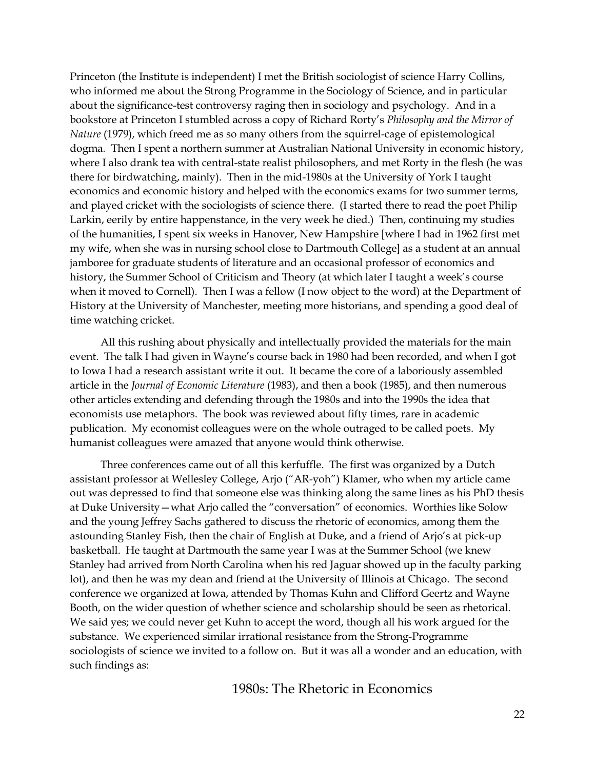Princeton (the Institute is independent) I met the British sociologist of science Harry Collins, who informed me about the Strong Programme in the Sociology of Science, and in particular about the significance-test controversy raging then in sociology and psychology. And in a bookstore at Princeton I stumbled across a copy of Richard Rorty's *Philosophy and the Mirror of Nature* (1979), which freed me as so many others from the squirrel-cage of epistemological dogma. Then I spent a northern summer at Australian National University in economic history, where I also drank tea with central-state realist philosophers, and met Rorty in the flesh (he was there for birdwatching, mainly). Then in the mid-1980s at the University of York I taught economics and economic history and helped with the economics exams for two summer terms, and played cricket with the sociologists of science there. (I started there to read the poet Philip Larkin, eerily by entire happenstance, in the very week he died.) Then, continuing my studies of the humanities, I spent six weeks in Hanover, New Hampshire [where I had in 1962 first met my wife, when she was in nursing school close to Dartmouth College] as a student at an annual jamboree for graduate students of literature and an occasional professor of economics and history, the Summer School of Criticism and Theory (at which later I taught a week's course when it moved to Cornell). Then I was a fellow (I now object to the word) at the Department of History at the University of Manchester, meeting more historians, and spending a good deal of time watching cricket.

All this rushing about physically and intellectually provided the materials for the main event. The talk I had given in Wayne's course back in 1980 had been recorded, and when I got to Iowa I had a research assistant write it out. It became the core of a laboriously assembled article in the *Journal of Economic Literature* (1983), and then a book (1985), and then numerous other articles extending and defending through the 1980s and into the 1990s the idea that economists use metaphors. The book was reviewed about fifty times, rare in academic publication. My economist colleagues were on the whole outraged to be called poets. My humanist colleagues were amazed that anyone would think otherwise.

Three conferences came out of all this kerfuffle. The first was organized by a Dutch assistant professor at Wellesley College, Arjo ("AR-yoh") Klamer, who when my article came out was depressed to find that someone else was thinking along the same lines as his PhD thesis at Duke University—what Arjo called the "conversation" of economics. Worthies like Solow and the young Jeffrey Sachs gathered to discuss the rhetoric of economics, among them the astounding Stanley Fish, then the chair of English at Duke, and a friend of Arjo's at pick-up basketball. He taught at Dartmouth the same year I was at the Summer School (we knew Stanley had arrived from North Carolina when his red Jaguar showed up in the faculty parking lot), and then he was my dean and friend at the University of Illinois at Chicago. The second conference we organized at Iowa, attended by Thomas Kuhn and Clifford Geertz and Wayne Booth, on the wider question of whether science and scholarship should be seen as rhetorical. We said yes; we could never get Kuhn to accept the word, though all his work argued for the substance. We experienced similar irrational resistance from the Strong-Programme sociologists of science we invited to a follow on. But it was all a wonder and an education, with such findings as: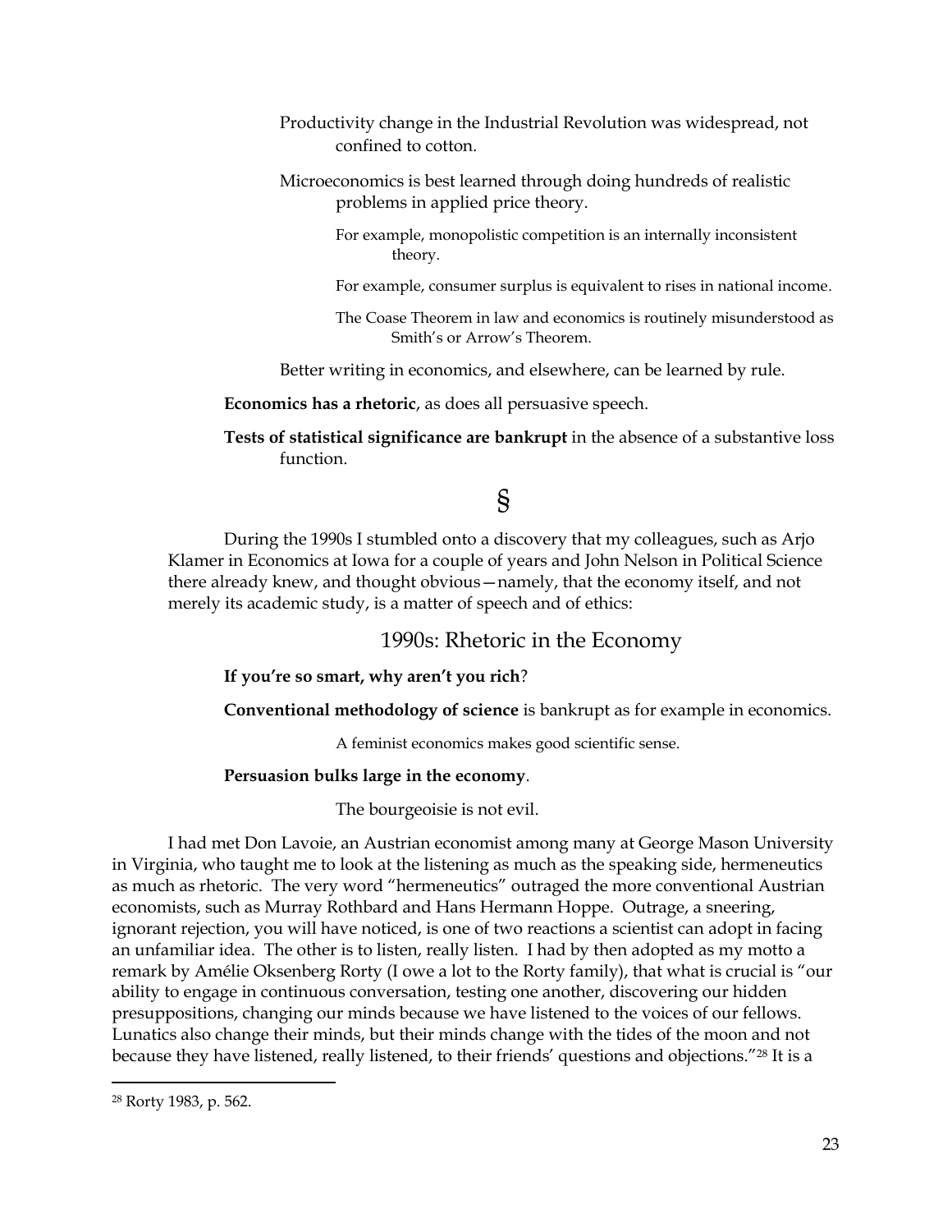Productivity change in the Industrial Revolution was widespread, not confined to cotton.

Microeconomics is best learned through doing hundreds of realistic problems in applied price theory.

For example, monopolistic competition is an internally inconsistent theory.

For example, consumer surplus is equivalent to rises in national income.

The Coase Theorem in law and economics is routinely misunderstood as Smith's or Arrow's Theorem.

Better writing in economics, and elsewhere, can be learned by rule.

**Economics has a rhetoric**, as does all persuasive speech.

**Tests of statistical significance are bankrupt** in the absence of a substantive loss function.

§

During the 1990s I stumbled onto a discovery that my colleagues, such as Arjo Klamer in Economics at Iowa for a couple of years and John Nelson in Political Science there already knew, and thought obvious—namely, that the economy itself, and not merely its academic study, is a matter of speech and of ethics:

## 1990s: Rhetoric in the Economy

**If you're so smart, why aren't you rich**?

**Conventional methodology of science** is bankrupt as for example in economics.

A feminist economics makes good scientific sense.

**Persuasion bulks large in the economy**.

The bourgeoisie is not evil.

I had met Don Lavoie, an Austrian economist among many at George Mason University in Virginia, who taught me to look at the listening as much as the speaking side, hermeneutics as much as rhetoric. The very word "hermeneutics" outraged the more conventional Austrian economists, such as Murray Rothbard and Hans Hermann Hoppe. Outrage, a sneering, ignorant rejection, you will have noticed, is one of two reactions a scientist can adopt in facing an unfamiliar idea. The other is to listen, really listen. I had by then adopted as my motto a remark by Amélie Oksenberg Rorty (I owe a lot to the Rorty family), that what is crucial is "our ability to engage in continuous conversation, testing one another, discovering our hidden presuppositions, changing our minds because we have listened to the voices of our fellows. Lunatics also change their minds, but their minds change with the tides of the moon and not because they have listened, really listened, to their friends' questions and objections."[28] It is a

[28] Rorty 1983, p. 562.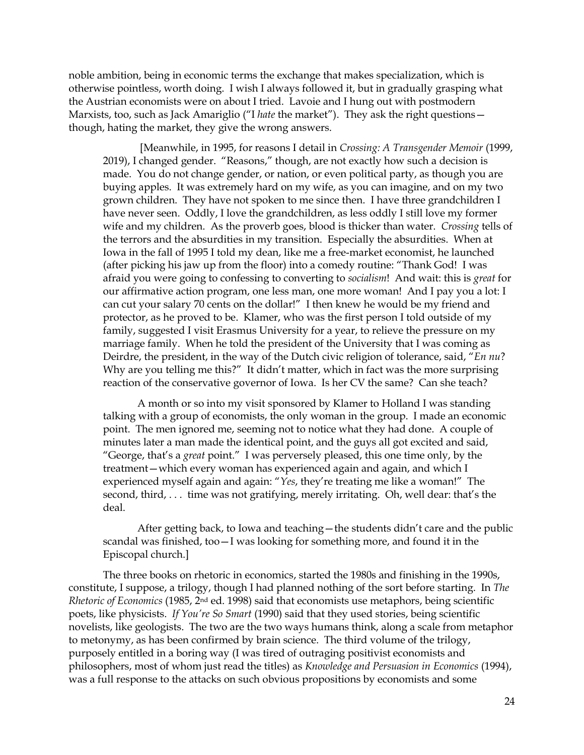noble ambition, being in economic terms the exchange that makes specialization, which is otherwise pointless, worth doing. I wish I always followed it, but in gradually grasping what the Austrian economists were on about I tried. Lavoie and I hung out with postmodern Marxists, too, such as Jack Amariglio ("I *hate* the market"). They ask the right questions—though, hating the market, they give the wrong answers.

> [Meanwhile, in 1995, for reasons I detail in *Crossing: A Transgender Memoir* (1999, 2019), I changed gender. "Reasons," though, are not exactly how such a decision is made. You do not change gender, or nation, or even political party, as though you are buying apples. It was extremely hard on my wife, as you can imagine, and on my two grown children. They have not spoken to me since then. I have three grandchildren I have never seen. Oddly, I love the grandchildren, as less oddly I still love my former wife and my children. As the proverb goes, blood is thicker than water. *Crossing* tells of the terrors and the absurdities in my transition. Especially the absurdities. When at Iowa in the fall of 1995 I told my dean, like me a free-market economist, he launched (after picking his jaw up from the floor) into a comedy routine: "Thank God! I was afraid you were going to confessing to converting to *socialism*! And wait: this is *great* for our affirmative action program, one less man, one more woman! And I pay you a lot: I can cut your salary 70 cents on the dollar!" I then knew he would be my friend and protector, as he proved to be. Klamer, who was the first person I told outside of my family, suggested I visit Erasmus University for a year, to relieve the pressure on my marriage family. When he told the president of the University that I was coming as Deirdre, the president, in the way of the Dutch civic religion of tolerance, said, "*En nu*? Why are you telling me this?" It didn't matter, which in fact was the more surprising reaction of the conservative governor of Iowa. Is her CV the same? Can she teach?
>
> A month or so into my visit sponsored by Klamer to Holland I was standing talking with a group of economists, the only woman in the group. I made an economic point. The men ignored me, seeming not to notice what they had done. A couple of minutes later a man made the identical point, and the guys all got excited and said, "George, that's a *great* point." I was perversely pleased, this one time only, by the treatment—which every woman has experienced again and again, and which I experienced myself again and again: "*Yes*, they're treating me like a woman!" The second, third, . . . time was not gratifying, merely irritating. Oh, well dear: that's the deal.
>
> After getting back, to Iowa and teaching—the students didn't care and the public scandal was finished, too—I was looking for something more, and found it in the Episcopal church.]

The three books on rhetoric in economics, started the 1980s and finishing in the 1990s, constitute, I suppose, a trilogy, though I had planned nothing of the sort before starting. In *The Rhetoric of Economics* (1985, 2nd ed. 1998) said that economists use metaphors, being scientific poets, like physicists. *If You're So Smart* (1990) said that they used stories, being scientific novelists, like geologists. The two are the two ways humans think, along a scale from metaphor to metonymy, as has been confirmed by brain science. The third volume of the trilogy, purposely entitled in a boring way (I was tired of outraging positivist economists and philosophers, most of whom just read the titles) as *Knowledge and Persuasion in Economics* (1994), was a full response to the attacks on such obvious propositions by economists and some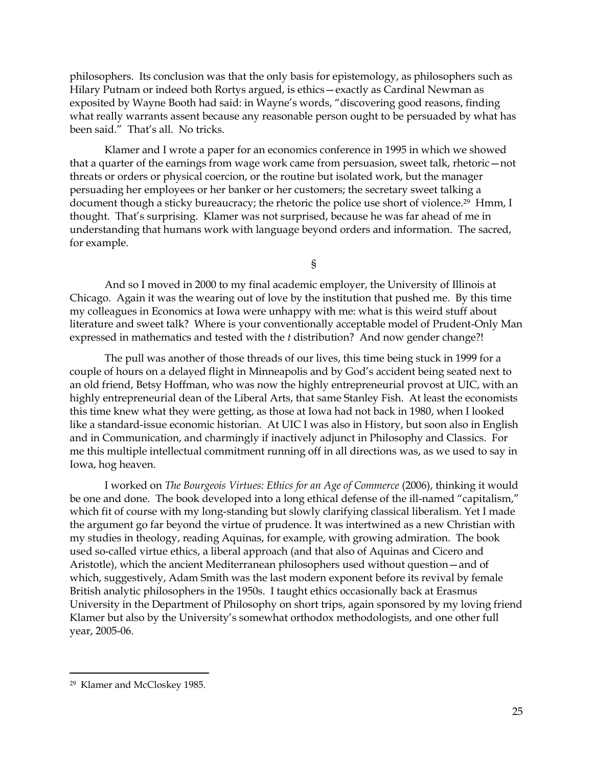philosophers. Its conclusion was that the only basis for epistemology, as philosophers such as Hilary Putnam or indeed both Rortys argued, is ethics—exactly as Cardinal Newman as exposited by Wayne Booth had said: in Wayne's words, "discovering good reasons, finding what really warrants assent because any reasonable person ought to be persuaded by what has been said." That's all. No tricks.

Klamer and I wrote a paper for an economics conference in 1995 in which we showed that a quarter of the earnings from wage work came from persuasion, sweet talk, rhetoric—not threats or orders or physical coercion, or the routine but isolated work, but the manager persuading her employees or her banker or her customers; the secretary sweet talking a document though a sticky bureaucracy; the rhetoric the police use short of violence.[29] Hmm, I thought. That's surprising. Klamer was not surprised, because he was far ahead of me in understanding that humans work with language beyond orders and information. The sacred, for example.

§

And so I moved in 2000 to my final academic employer, the University of Illinois at Chicago. Again it was the wearing out of love by the institution that pushed me. By this time my colleagues in Economics at Iowa were unhappy with me: what is this weird stuff about literature and sweet talk? Where is your conventionally acceptable model of Prudent-Only Man expressed in mathematics and tested with the *t* distribution? And now gender change?!

The pull was another of those threads of our lives, this time being stuck in 1999 for a couple of hours on a delayed flight in Minneapolis and by God's accident being seated next to an old friend, Betsy Hoffman, who was now the highly entrepreneurial provost at UIC, with an highly entrepreneurial dean of the Liberal Arts, that same Stanley Fish. At least the economists this time knew what they were getting, as those at Iowa had not back in 1980, when I looked like a standard-issue economic historian. At UIC I was also in History, but soon also in English and in Communication, and charmingly if inactively adjunct in Philosophy and Classics. For me this multiple intellectual commitment running off in all directions was, as we used to say in Iowa, hog heaven.

I worked on *The Bourgeois Virtues: Ethics for an Age of Commerce* (2006), thinking it would be one and done. The book developed into a long ethical defense of the ill-named "capitalism," which fit of course with my long-standing but slowly clarifying classical liberalism. Yet I made the argument go far beyond the virtue of prudence. It was intertwined as a new Christian with my studies in theology, reading Aquinas, for example, with growing admiration. The book used so-called virtue ethics, a liberal approach (and that also of Aquinas and Cicero and Aristotle), which the ancient Mediterranean philosophers used without question—and of which, suggestively, Adam Smith was the last modern exponent before its revival by female British analytic philosophers in the 1950s. I taught ethics occasionally back at Erasmus University in the Department of Philosophy on short trips, again sponsored by my loving friend Klamer but also by the University's somewhat orthodox methodologists, and one other full year, 2005-06.

---

[29] Klamer and McCloskey 1985.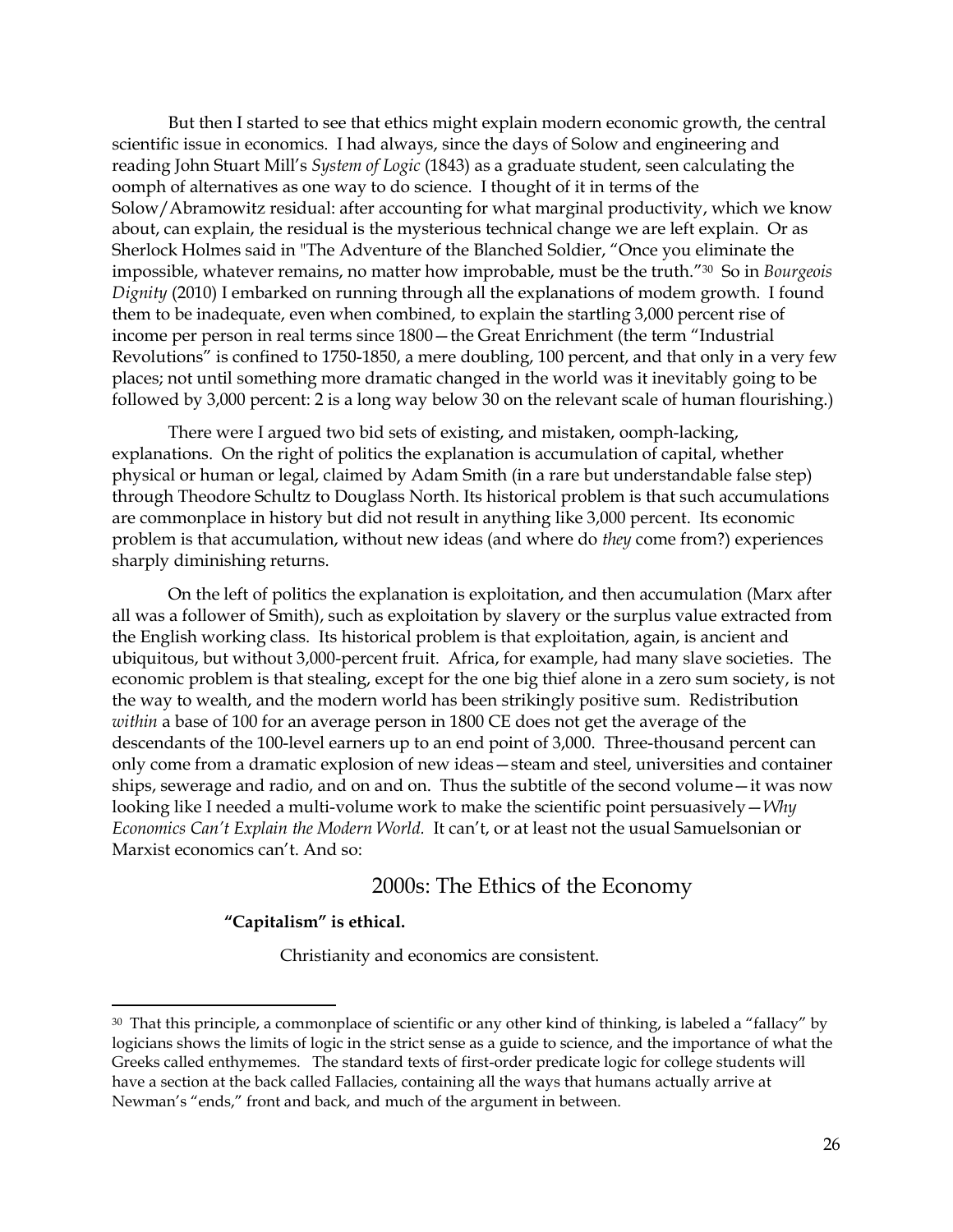But then I started to see that ethics might explain modern economic growth, the central scientific issue in economics. I had always, since the days of Solow and engineering and reading John Stuart Mill's *System of Logic* (1843) as a graduate student, seen calculating the oomph of alternatives as one way to do science. I thought of it in terms of the Solow/Abramowitz residual: after accounting for what marginal productivity, which we know about, can explain, the residual is the mysterious technical change we are left explain. Or as Sherlock Holmes said in "The Adventure of the Blanched Soldier, "Once you eliminate the impossible, whatever remains, no matter how improbable, must be the truth."[30] So in *Bourgeois Dignity* (2010) I embarked on running through all the explanations of modem growth. I found them to be inadequate, even when combined, to explain the startling 3,000 percent rise of income per person in real terms since 1800—the Great Enrichment (the term "Industrial Revolutions" is confined to 1750-1850, a mere doubling, 100 percent, and that only in a very few places; not until something more dramatic changed in the world was it inevitably going to be followed by 3,000 percent: 2 is a long way below 30 on the relevant scale of human flourishing.)

There were I argued two bid sets of existing, and mistaken, oomph-lacking, explanations. On the right of politics the explanation is accumulation of capital, whether physical or human or legal, claimed by Adam Smith (in a rare but understandable false step) through Theodore Schultz to Douglass North. Its historical problem is that such accumulations are commonplace in history but did not result in anything like 3,000 percent. Its economic problem is that accumulation, without new ideas (and where do *they* come from?) experiences sharply diminishing returns.

On the left of politics the explanation is exploitation, and then accumulation (Marx after all was a follower of Smith), such as exploitation by slavery or the surplus value extracted from the English working class. Its historical problem is that exploitation, again, is ancient and ubiquitous, but without 3,000-percent fruit. Africa, for example, had many slave societies. The economic problem is that stealing, except for the one big thief alone in a zero sum society, is not the way to wealth, and the modern world has been strikingly positive sum. Redistribution *within* a base of 100 for an average person in 1800 CE does not get the average of the descendants of the 100-level earners up to an end point of 3,000. Three-thousand percent can only come from a dramatic explosion of new ideas—steam and steel, universities and container ships, sewerage and radio, and on and on. Thus the subtitle of the second volume—it was now looking like I needed a multi-volume work to make the scientific point persuasively—*Why Economics Can't Explain the Modern World.* It can't, or at least not the usual Samuelsonian or Marxist economics can't. And so:

## 2000s: The Ethics of the Economy

**"Capitalism" is ethical.**

Christianity and economics are consistent.

---

[30] That this principle, a commonplace of scientific or any other kind of thinking, is labeled a "fallacy" by logicians shows the limits of logic in the strict sense as a guide to science, and the importance of what the Greeks called enthymemes. The standard texts of first-order predicate logic for college students will have a section at the back called Fallacies, containing all the ways that humans actually arrive at Newman's "ends," front and back, and much of the argument in between.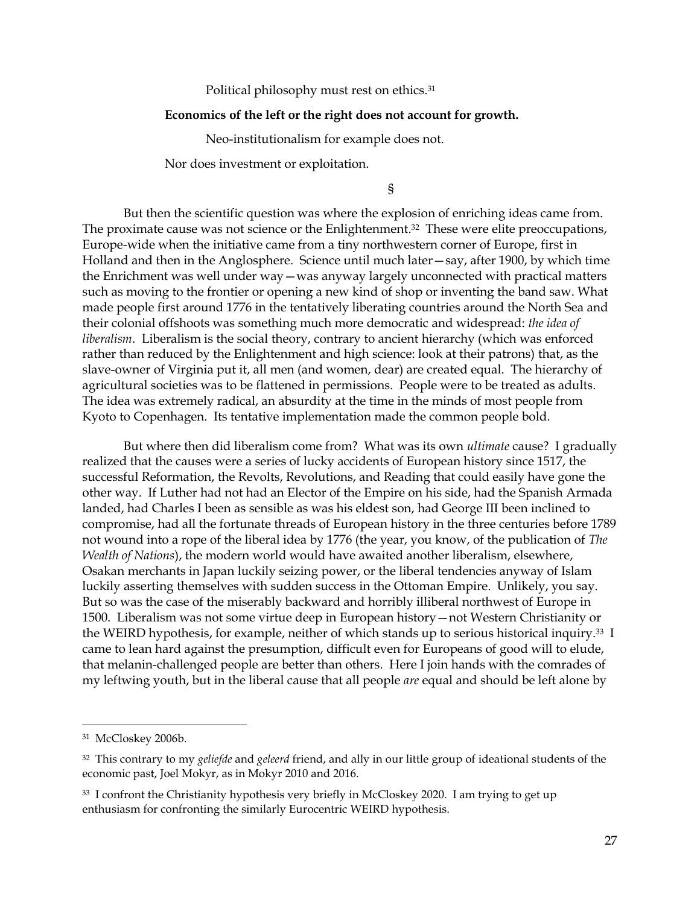Political philosophy must rest on ethics.[31]

**Economics of the left or the right does not account for growth.**

Neo-institutionalism for example does not.

Nor does investment or exploitation.

§

But then the scientific question was where the explosion of enriching ideas came from. The proximate cause was not science or the Enlightenment.[32] These were elite preoccupations, Europe-wide when the initiative came from a tiny northwestern corner of Europe, first in Holland and then in the Anglosphere. Science until much later—say, after 1900, by which time the Enrichment was well under way—was anyway largely unconnected with practical matters such as moving to the frontier or opening a new kind of shop or inventing the band saw. What made people first around 1776 in the tentatively liberating countries around the North Sea and their colonial offshoots was something much more democratic and widespread: *the idea of liberalism*. Liberalism is the social theory, contrary to ancient hierarchy (which was enforced rather than reduced by the Enlightenment and high science: look at their patrons) that, as the slave-owner of Virginia put it, all men (and women, dear) are created equal. The hierarchy of agricultural societies was to be flattened in permissions. People were to be treated as adults. The idea was extremely radical, an absurdity at the time in the minds of most people from Kyoto to Copenhagen. Its tentative implementation made the common people bold.

But where then did liberalism come from? What was its own *ultimate* cause? I gradually realized that the causes were a series of lucky accidents of European history since 1517, the successful Reformation, the Revolts, Revolutions, and Reading that could easily have gone the other way. If Luther had not had an Elector of the Empire on his side, had the Spanish Armada landed, had Charles I been as sensible as was his eldest son, had George III been inclined to compromise, had all the fortunate threads of European history in the three centuries before 1789 not wound into a rope of the liberal idea by 1776 (the year, you know, of the publication of *The Wealth of Nations*), the modern world would have awaited another liberalism, elsewhere, Osakan merchants in Japan luckily seizing power, or the liberal tendencies anyway of Islam luckily asserting themselves with sudden success in the Ottoman Empire. Unlikely, you say. But so was the case of the miserably backward and horribly illiberal northwest of Europe in 1500. Liberalism was not some virtue deep in European history—not Western Christianity or the WEIRD hypothesis, for example, neither of which stands up to serious historical inquiry.[33] I came to lean hard against the presumption, difficult even for Europeans of good will to elude, that melanin-challenged people are better than others. Here I join hands with the comrades of my leftwing youth, but in the liberal cause that all people *are* equal and should be left alone by

---

[31] McCloskey 2006b.

[32] This contrary to my *geliefde* and *geleerd* friend, and ally in our little group of ideational students of the economic past, Joel Mokyr, as in Mokyr 2010 and 2016.

[33] I confront the Christianity hypothesis very briefly in McCloskey 2020. I am trying to get up enthusiasm for confronting the similarly Eurocentric WEIRD hypothesis.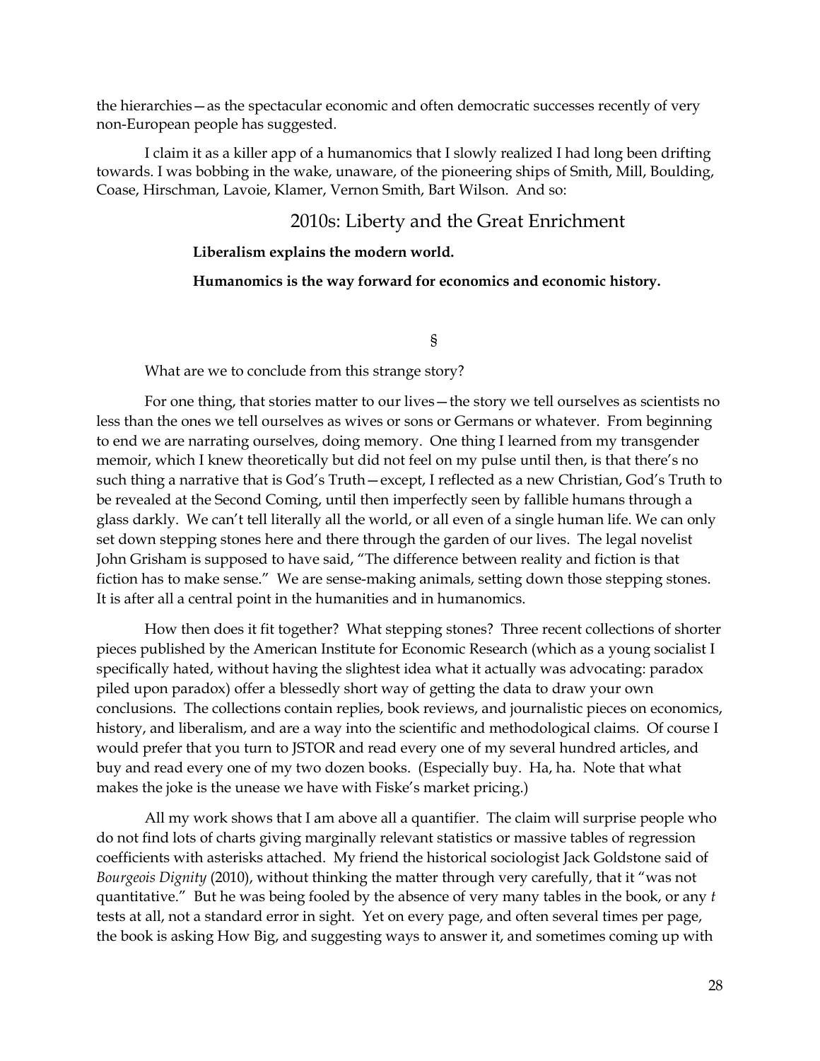the hierarchies—as the spectacular economic and often democratic successes recently of very non-European people has suggested.

I claim it as a killer app of a humanomics that I slowly realized I had long been drifting towards. I was bobbing in the wake, unaware, of the pioneering ships of Smith, Mill, Boulding, Coase, Hirschman, Lavoie, Klamer, Vernon Smith, Bart Wilson. And so:

## 2010s: Liberty and the Great Enrichment

**Liberalism explains the modern world.**

**Humanomics is the way forward for economics and economic history.**

§

What are we to conclude from this strange story?

For one thing, that stories matter to our lives—the story we tell ourselves as scientists no less than the ones we tell ourselves as wives or sons or Germans or whatever. From beginning to end we are narrating ourselves, doing memory. One thing I learned from my transgender memoir, which I knew theoretically but did not feel on my pulse until then, is that there's no such thing a narrative that is God's Truth—except, I reflected as a new Christian, God's Truth to be revealed at the Second Coming, until then imperfectly seen by fallible humans through a glass darkly. We can't tell literally all the world, or all even of a single human life. We can only set down stepping stones here and there through the garden of our lives. The legal novelist John Grisham is supposed to have said, "The difference between reality and fiction is that fiction has to make sense." We are sense-making animals, setting down those stepping stones. It is after all a central point in the humanities and in humanomics.

How then does it fit together? What stepping stones? Three recent collections of shorter pieces published by the American Institute for Economic Research (which as a young socialist I specifically hated, without having the slightest idea what it actually was advocating: paradox piled upon paradox) offer a blessedly short way of getting the data to draw your own conclusions. The collections contain replies, book reviews, and journalistic pieces on economics, history, and liberalism, and are a way into the scientific and methodological claims. Of course I would prefer that you turn to JSTOR and read every one of my several hundred articles, and buy and read every one of my two dozen books. (Especially buy. Ha, ha. Note that what makes the joke is the unease we have with Fiske's market pricing.)

All my work shows that I am above all a quantifier. The claim will surprise people who do not find lots of charts giving marginally relevant statistics or massive tables of regression coefficients with asterisks attached. My friend the historical sociologist Jack Goldstone said of *Bourgeois Dignity* (2010), without thinking the matter through very carefully, that it "was not quantitative." But he was being fooled by the absence of very many tables in the book, or any *t* tests at all, not a standard error in sight. Yet on every page, and often several times per page, the book is asking How Big, and suggesting ways to answer it, and sometimes coming up with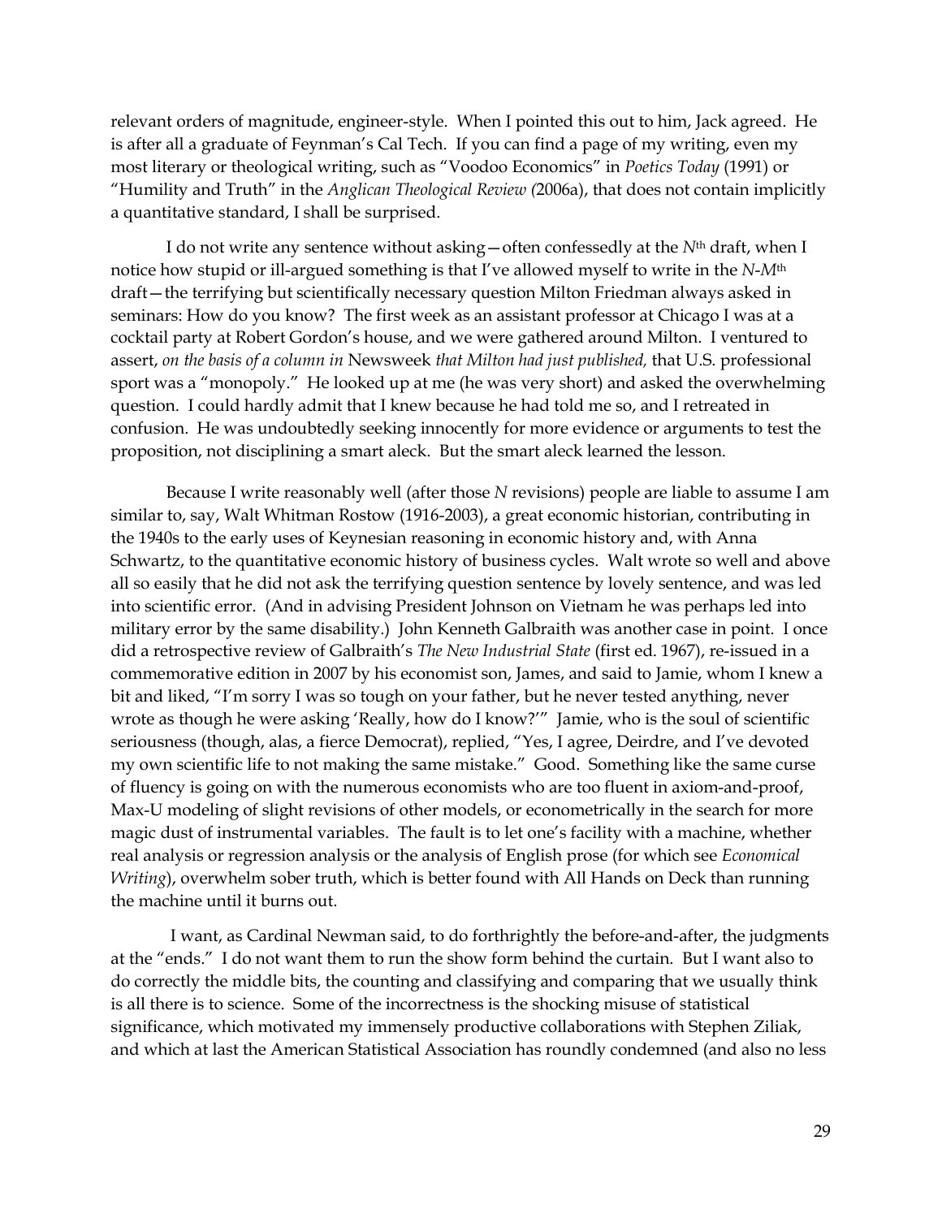relevant orders of magnitude, engineer-style. When I pointed this out to him, Jack agreed. He is after all a graduate of Feynman's Cal Tech. If you can find a page of my writing, even my most literary or theological writing, such as "Voodoo Economics" in *Poetics Today* (1991) or "Humility and Truth" in the *Anglican Theological Review (*2006a), that does not contain implicitly a quantitative standard, I shall be surprised.

I do not write any sentence without asking—often confessedly at the $N^{th}$ draft, when I notice how stupid or ill-argued something is that I've allowed myself to write in the $N$-$M^{th}$ draft—the terrifying but scientifically necessary question Milton Friedman always asked in seminars: How do you know? The first week as an assistant professor at Chicago I was at a cocktail party at Robert Gordon's house, and we were gathered around Milton. I ventured to assert, *on the basis of a column in* Newsweek *that Milton had just published,* that U.S. professional sport was a "monopoly." He looked up at me (he was very short) and asked the overwhelming question. I could hardly admit that I knew because he had told me so, and I retreated in confusion. He was undoubtedly seeking innocently for more evidence or arguments to test the proposition, not disciplining a smart aleck. But the smart aleck learned the lesson.

Because I write reasonably well (after those *N* revisions) people are liable to assume I am similar to, say, Walt Whitman Rostow (1916-2003), a great economic historian, contributing in the 1940s to the early uses of Keynesian reasoning in economic history and, with Anna Schwartz, to the quantitative economic history of business cycles. Walt wrote so well and above all so easily that he did not ask the terrifying question sentence by lovely sentence, and was led into scientific error. (And in advising President Johnson on Vietnam he was perhaps led into military error by the same disability.) John Kenneth Galbraith was another case in point. I once did a retrospective review of Galbraith's *The New Industrial State* (first ed. 1967), re-issued in a commemorative edition in 2007 by his economist son, James, and said to Jamie, whom I knew a bit and liked, "I'm sorry I was so tough on your father, but he never tested anything, never wrote as though he were asking 'Really, how do I know?'" Jamie, who is the soul of scientific seriousness (though, alas, a fierce Democrat), replied, "Yes, I agree, Deirdre, and I've devoted my own scientific life to not making the same mistake." Good. Something like the same curse of fluency is going on with the numerous economists who are too fluent in axiom-and-proof, Max-U modeling of slight revisions of other models, or econometrically in the search for more magic dust of instrumental variables. The fault is to let one's facility with a machine, whether real analysis or regression analysis or the analysis of English prose (for which see *Economical Writing*), overwhelm sober truth, which is better found with All Hands on Deck than running the machine until it burns out.

I want, as Cardinal Newman said, to do forthrightly the before-and-after, the judgments at the "ends." I do not want them to run the show form behind the curtain. But I want also to do correctly the middle bits, the counting and classifying and comparing that we usually think is all there is to science. Some of the incorrectness is the shocking misuse of statistical significance, which motivated my immensely productive collaborations with Stephen Ziliak, and which at last the American Statistical Association has roundly condemned (and also no less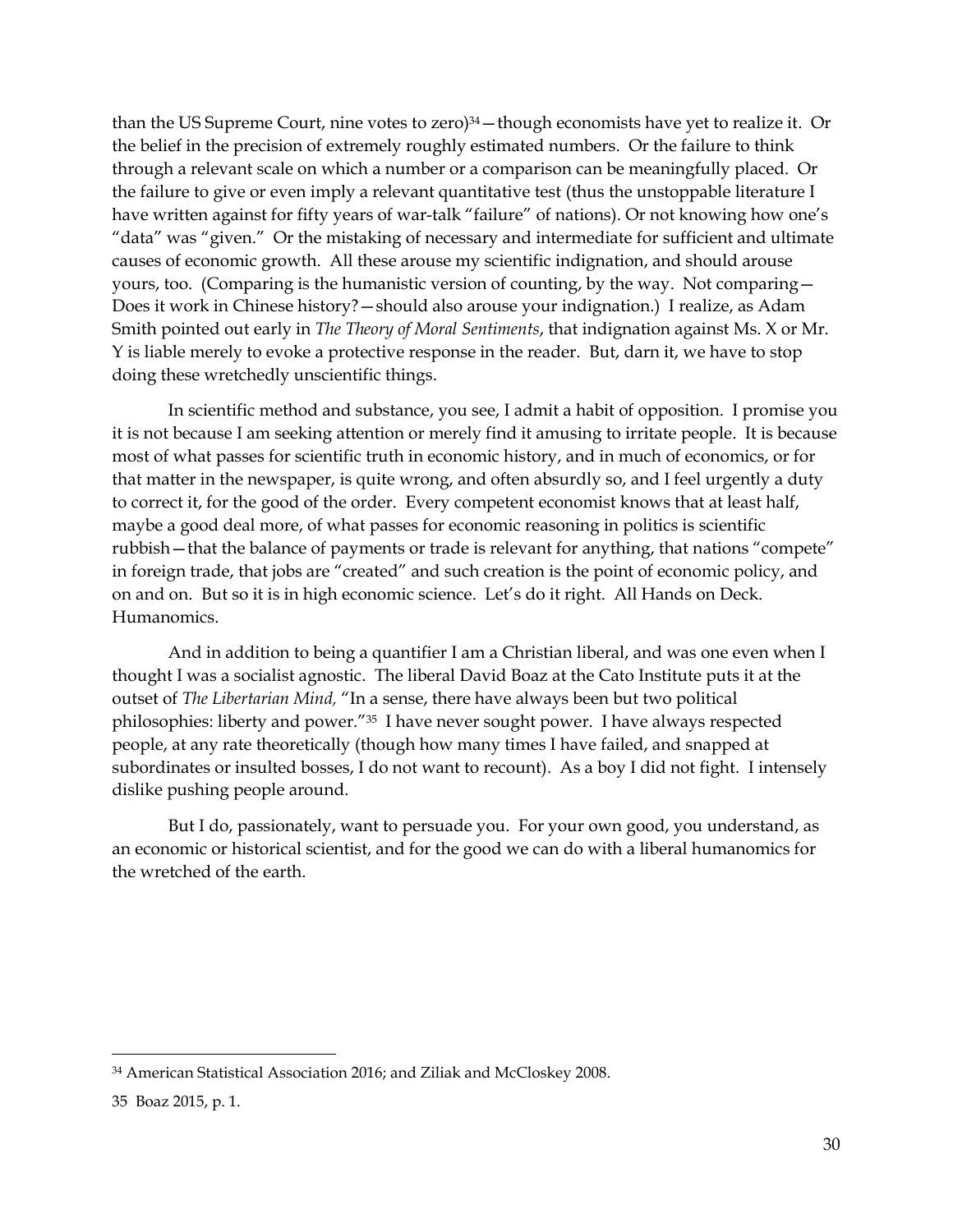than the US Supreme Court, nine votes to zero)[34]—though economists have yet to realize it. Or the belief in the precision of extremely roughly estimated numbers. Or the failure to think through a relevant scale on which a number or a comparison can be meaningfully placed. Or the failure to give or even imply a relevant quantitative test (thus the unstoppable literature I have written against for fifty years of war-talk "failure" of nations). Or not knowing how one's "data" was "given." Or the mistaking of necessary and intermediate for sufficient and ultimate causes of economic growth. All these arouse my scientific indignation, and should arouse yours, too. (Comparing is the humanistic version of counting, by the way. Not comparing—Does it work in Chinese history?—should also arouse your indignation.) I realize, as Adam Smith pointed out early in *The Theory of Moral Sentiments*, that indignation against Ms. X or Mr. Y is liable merely to evoke a protective response in the reader. But, darn it, we have to stop doing these wretchedly unscientific things.

In scientific method and substance, you see, I admit a habit of opposition. I promise you it is not because I am seeking attention or merely find it amusing to irritate people. It is because most of what passes for scientific truth in economic history, and in much of economics, or for that matter in the newspaper, is quite wrong, and often absurdly so, and I feel urgently a duty to correct it, for the good of the order. Every competent economist knows that at least half, maybe a good deal more, of what passes for economic reasoning in politics is scientific rubbish—that the balance of payments or trade is relevant for anything, that nations "compete" in foreign trade, that jobs are "created" and such creation is the point of economic policy, and on and on. But so it is in high economic science. Let's do it right. All Hands on Deck. Humanomics.

And in addition to being a quantifier I am a Christian liberal, and was one even when I thought I was a socialist agnostic. The liberal David Boaz at the Cato Institute puts it at the outset of *The Libertarian Mind,* "In a sense, there have always been but two political philosophies: liberty and power."[35] I have never sought power. I have always respected people, at any rate theoretically (though how many times I have failed, and snapped at subordinates or insulted bosses, I do not want to recount). As a boy I did not fight. I intensely dislike pushing people around.

But I do, passionately, want to persuade you. For your own good, you understand, as an economic or historical scientist, and for the good we can do with a liberal humanomics for the wretched of the earth.

---

[34] American Statistical Association 2016; and Ziliak and McCloskey 2008.

[35] Boaz 2015, p. 1.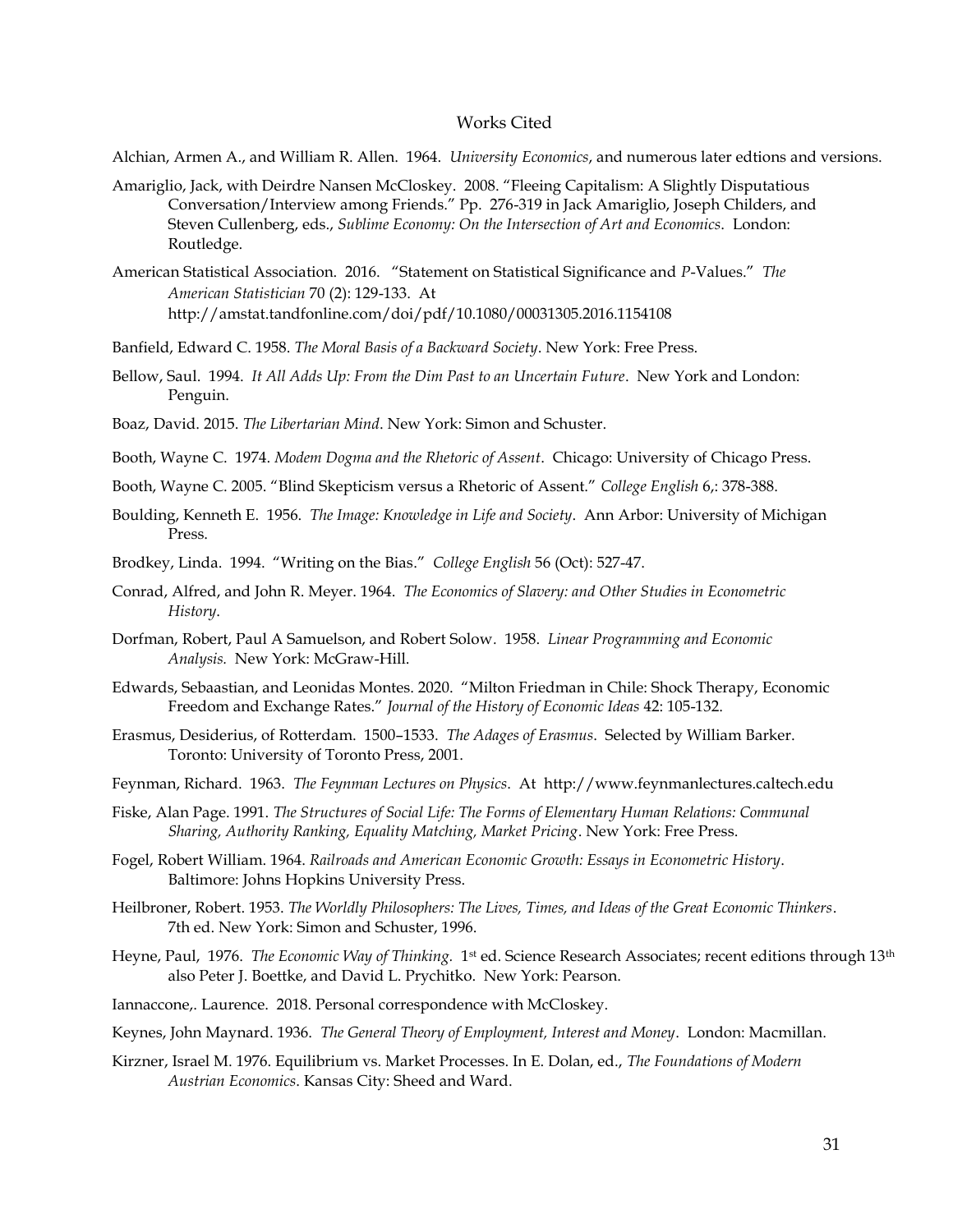# Works Cited

Alchian, Armen A., and William R. Allen. 1964. *University Economics*, and numerous later edtions and versions.

Amariglio, Jack, with Deirdre Nansen McCloskey. 2008. "Fleeing Capitalism: A Slightly Disputatious Conversation/Interview among Friends." Pp. 276-319 in Jack Amariglio, Joseph Childers, and Steven Cullenberg, eds., *Sublime Economy: On the Intersection of Art and Economics*. London: Routledge.

American Statistical Association. 2016. "Statement on Statistical Significance and *P*-Values." *The American Statistician* 70 (2): 129-133. At http://amstat.tandfonline.com/doi/pdf/10.1080/00031305.2016.1154108

Banfield, Edward C. 1958. *The Moral Basis of a Backward Society*. New York: Free Press.

Bellow, Saul. 1994. *It All Adds Up: From the Dim Past to an Uncertain Future*. New York and London: Penguin.

Boaz, David. 2015. *The Libertarian Mind*. New York: Simon and Schuster.

Booth, Wayne C. 1974. *Modem Dogma and the Rhetoric of Assent*. Chicago: University of Chicago Press.

Booth, Wayne C. 2005. "Blind Skepticism versus a Rhetoric of Assent." *College English* 6,: 378-388.

Boulding, Kenneth E. 1956. *The Image: Knowledge in Life and Society*. Ann Arbor: University of Michigan Press.

Brodkey, Linda. 1994. "Writing on the Bias." *College English* 56 (Oct): 527-47.

Conrad, Alfred, and John R. Meyer. 1964. *The Economics of Slavery: and Other Studies in Econometric History*.

Dorfman, Robert, Paul A Samuelson, and Robert Solow. 1958. *Linear Programming and Economic Analysis.* New York: McGraw-Hill.

Edwards, Sebaastian, and Leonidas Montes. 2020. "Milton Friedman in Chile: Shock Therapy, Economic Freedom and Exchange Rates." *Journal of the History of Economic Ideas* 42: 105-132.

Erasmus, Desiderius, of Rotterdam. 1500–1533. *The Adages of Erasmus*. Selected by William Barker. Toronto: University of Toronto Press, 2001.

Feynman, Richard. 1963. *The Feynman Lectures on Physics*. At http://www.feynmanlectures.caltech.edu

Fiske, Alan Page. 1991. *The Structures of Social Life: The Forms of Elementary Human Relations: Communal Sharing, Authority Ranking, Equality Matching, Market Pricing*. New York: Free Press.

Fogel, Robert William. 1964. *Railroads and American Economic Growth: Essays in Econometric History*. Baltimore: Johns Hopkins University Press.

Heilbroner, Robert. 1953. *The Worldly Philosophers: The Lives, Times, and Ideas of the Great Economic Thinkers*. 7th ed. New York: Simon and Schuster, 1996.

Heyne, Paul, 1976. *The Economic Way of Thinking.* 1st ed. Science Research Associates; recent editions through 13th also Peter J. Boettke, and David L. Prychitko. New York: Pearson.

Iannaccone,. Laurence. 2018. Personal correspondence with McCloskey.

Keynes, John Maynard. 1936. *The General Theory of Employment, Interest and Money*. London: Macmillan.

Kirzner, Israel M. 1976. Equilibrium vs. Market Processes. In E. Dolan, ed., *The Foundations of Modern Austrian Economics*. Kansas City: Sheed and Ward.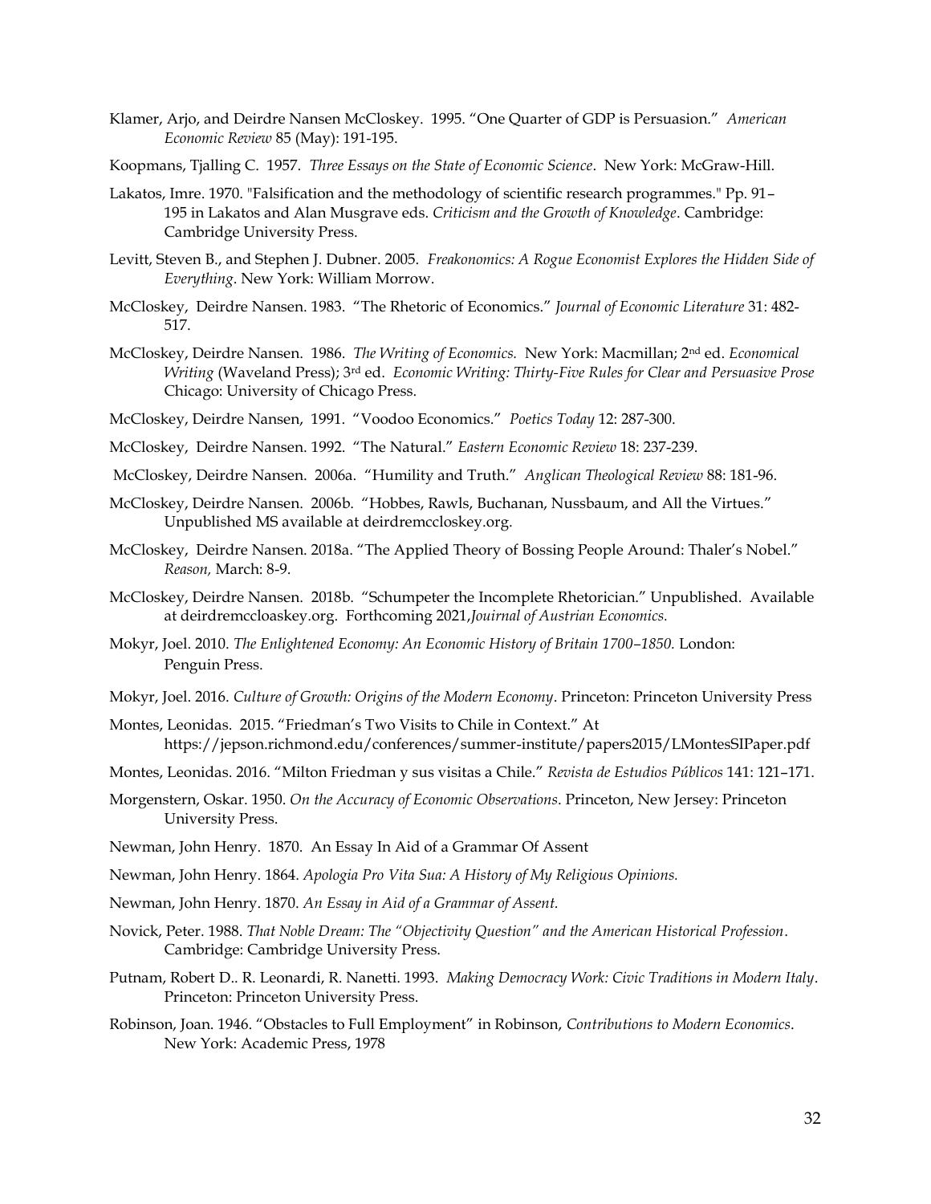Klamer, Arjo, and Deirdre Nansen McCloskey. 1995. "One Quarter of GDP is Persuasion." *American Economic Review* 85 (May): 191-195.

Koopmans, Tjalling C. 1957. *Three Essays on the State of Economic Science*. New York: McGraw-Hill.

Lakatos, Imre. 1970. "Falsification and the methodology of scientific research programmes." Pp. 91–195 in Lakatos and Alan Musgrave eds. *Criticism and the Growth of Knowledge*. Cambridge: Cambridge University Press.

Levitt, Steven B., and Stephen J. Dubner. 2005. *Freakonomics: A Rogue Economist Explores the Hidden Side of Everything*. New York: William Morrow.

McCloskey, Deirdre Nansen. 1983. "The Rhetoric of Economics." *Journal of Economic Literature* 31: 482-517.

McCloskey, Deirdre Nansen. 1986. *The Writing of Economics.* New York: Macmillan; 2nd ed. *Economical Writing* (Waveland Press); 3rd ed. *Economic Writing: Thirty-Five Rules for Clear and Persuasive Prose* Chicago: University of Chicago Press.

McCloskey, Deirdre Nansen, 1991. "Voodoo Economics." *Poetics Today* 12: 287-300.

McCloskey, Deirdre Nansen. 1992. "The Natural." *Eastern Economic Review* 18: 237-239.

McCloskey, Deirdre Nansen. 2006a. "Humility and Truth." *Anglican Theological Review* 88: 181-96.

McCloskey, Deirdre Nansen. 2006b. "Hobbes, Rawls, Buchanan, Nussbaum, and All the Virtues." Unpublished MS available at deirdremccloskey.org.

McCloskey, Deirdre Nansen. 2018a. "The Applied Theory of Bossing People Around: Thaler's Nobel." *Reason,* March: 8-9.

McCloskey, Deirdre Nansen. 2018b. "Schumpeter the Incomplete Rhetorician." Unpublished. Available at deirdremccloaskey.org. Forthcoming 2021,*Jouirnal of Austrian Economics.*

Mokyr, Joel. 2010. *The Enlightened Economy: An Economic History of Britain 1700–1850.* London: Penguin Press.

Mokyr, Joel. 2016. *Culture of Growth: Origins of the Modern Economy*. Princeton: Princeton University Press

Montes, Leonidas. 2015. "Friedman's Two Visits to Chile in Context." At https://jepson.richmond.edu/conferences/summer-institute/papers2015/LMontesSIPaper.pdf

Montes, Leonidas. 2016. "Milton Friedman y sus visitas a Chile." *Revista de Estudios Públicos* 141: 121–171.

Morgenstern, Oskar. 1950. *On the Accuracy of Economic Observations*. Princeton, New Jersey: Princeton University Press.

Newman, John Henry. 1870. An Essay In Aid of a Grammar Of Assent

Newman, John Henry. 1864. *Apologia Pro Vita Sua: A History of My Religious Opinions.*

Newman, John Henry. 1870. *An Essay in Aid of a Grammar of Assent.*

Novick, Peter. 1988. *That Noble Dream: The "Objectivity Question" and the American Historical Profession*. Cambridge: Cambridge University Press.

Putnam, Robert D.. R. Leonardi, R. Nanetti. 1993. *Making Democracy Work: Civic Traditions in Modern Italy*. Princeton: Princeton University Press.

Robinson, Joan. 1946. "Obstacles to Full Employment" in Robinson, *Contributions to Modern Economics*. New York: Academic Press, 1978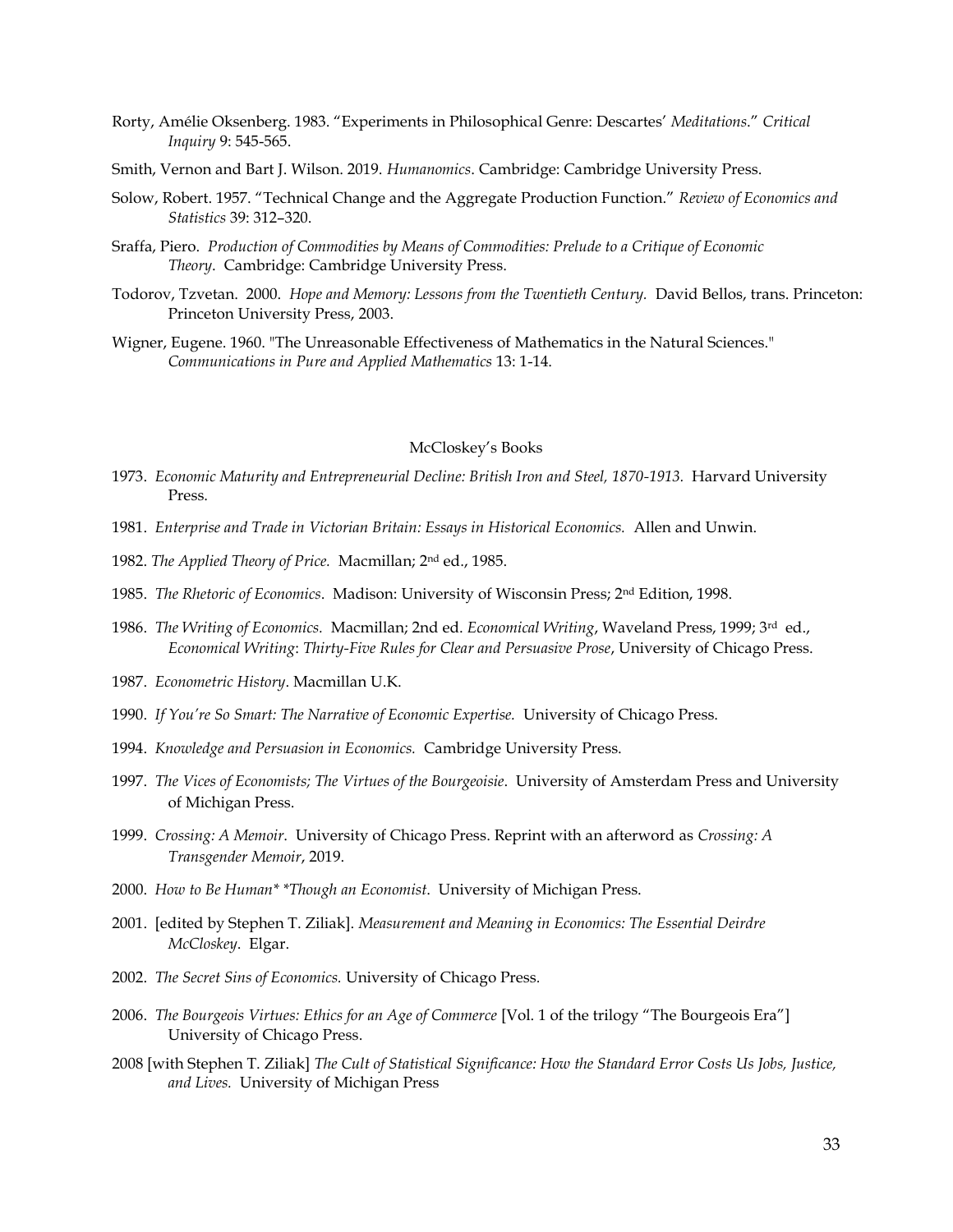Rorty, Amélie Oksenberg. 1983. "Experiments in Philosophical Genre: Descartes' *Meditations*." *Critical Inquiry* 9: 545-565.

Smith, Vernon and Bart J. Wilson. 2019. *Humanomics*. Cambridge: Cambridge University Press.

Solow, Robert. 1957. "Technical Change and the Aggregate Production Function." *Review of Economics and Statistics* 39: 312–320.

Sraffa, Piero. *Production of Commodities by Means of Commodities: Prelude to a Critique of Economic Theory*. Cambridge: Cambridge University Press.

Todorov, Tzvetan. 2000. *Hope and Memory: Lessons from the Twentieth Century.* David Bellos, trans. Princeton: Princeton University Press, 2003.

Wigner, Eugene. 1960. "The Unreasonable Effectiveness of Mathematics in the Natural Sciences." *Communications in Pure and Applied Mathematics* 13: 1-14.

## McCloskey's Books

1973. *Economic Maturity and Entrepreneurial Decline: British Iron and Steel, 1870-1913.* Harvard University Press.

1981. *Enterprise and Trade in Victorian Britain: Essays in Historical Economics.* Allen and Unwin.

1982. *The Applied Theory of Price.* Macmillan; 2nd ed., 1985.

1985. *The Rhetoric of Economics*. Madison: University of Wisconsin Press; 2nd Edition, 1998.

1986. *The Writing of Economics.* Macmillan; 2nd ed. *Economical Writing*, Waveland Press, 1999; 3rd ed., *Economical Writing*: *Thirty-Five Rules for Clear and Persuasive Prose*, University of Chicago Press.

1987. *Econometric History*. Macmillan U.K.

1990. *If You're So Smart: The Narrative of Economic Expertise.* University of Chicago Press.

1994. *Knowledge and Persuasion in Economics.* Cambridge University Press.

1997. *The Vices of Economists; The Virtues of the Bourgeoisie*. University of Amsterdam Press and University of Michigan Press.

1999. *Crossing: A Memoir*. University of Chicago Press. Reprint with an afterword as *Crossing: A Transgender Memoir*, 2019.

2000. *How to Be Human* \*Though an Economist*. University of Michigan Press.

2001. [edited by Stephen T. Ziliak]. *Measurement and Meaning in Economics: The Essential Deirdre McCloskey*. Elgar.

2002. *The Secret Sins of Economics.* University of Chicago Press.

2006. *The Bourgeois Virtues: Ethics for an Age of Commerce* [Vol. 1 of the trilogy "The Bourgeois Era"] University of Chicago Press.

2008 [with Stephen T. Ziliak] *The Cult of Statistical Significance: How the Standard Error Costs Us Jobs, Justice, and Lives.* University of Michigan Press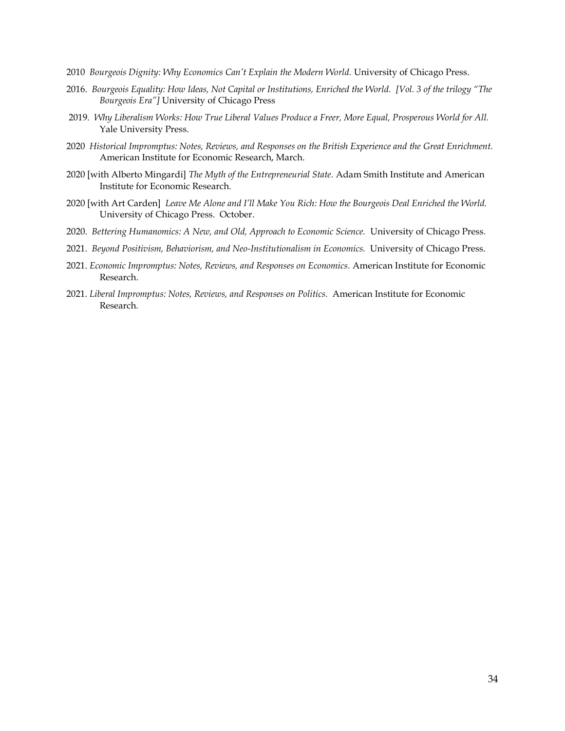2010 *Bourgeois Dignity: Why Economics Can't Explain the Modern World.* University of Chicago Press.

2016. *Bourgeois Equality: How Ideas, Not Capital or Institutions, Enriched the World. [Vol. 3 of the trilogy "The Bourgeois Era"]* University of Chicago Press

2019. *Why Liberalism Works: How True Liberal Values Produce a Freer, More Equal, Prosperous World for All.* Yale University Press.

2020 *Historical Impromptus: Notes, Reviews, and Responses on the British Experience and the Great Enrichment.* American Institute for Economic Research, March.

2020 [with Alberto Mingardi] *The Myth of the Entrepreneurial State.* Adam Smith Institute and American Institute for Economic Research.

2020 [with Art Carden] *Leave Me Alone and I'll Make You Rich: How the Bourgeois Deal Enriched the World.* University of Chicago Press. October.

2020. *Bettering Humanomics: A New, and Old, Approach to Economic Science.* University of Chicago Press.

2021. *Beyond Positivism, Behaviorism, and Neo-Institutionalism in Economics.* University of Chicago Press.

2021. *Economic Impromptus: Notes, Reviews, and Responses on Economics.* American Institute for Economic Research.

2021. *Liberal Impromptus: Notes, Reviews, and Responses on Politics.* American Institute for Economic Research.